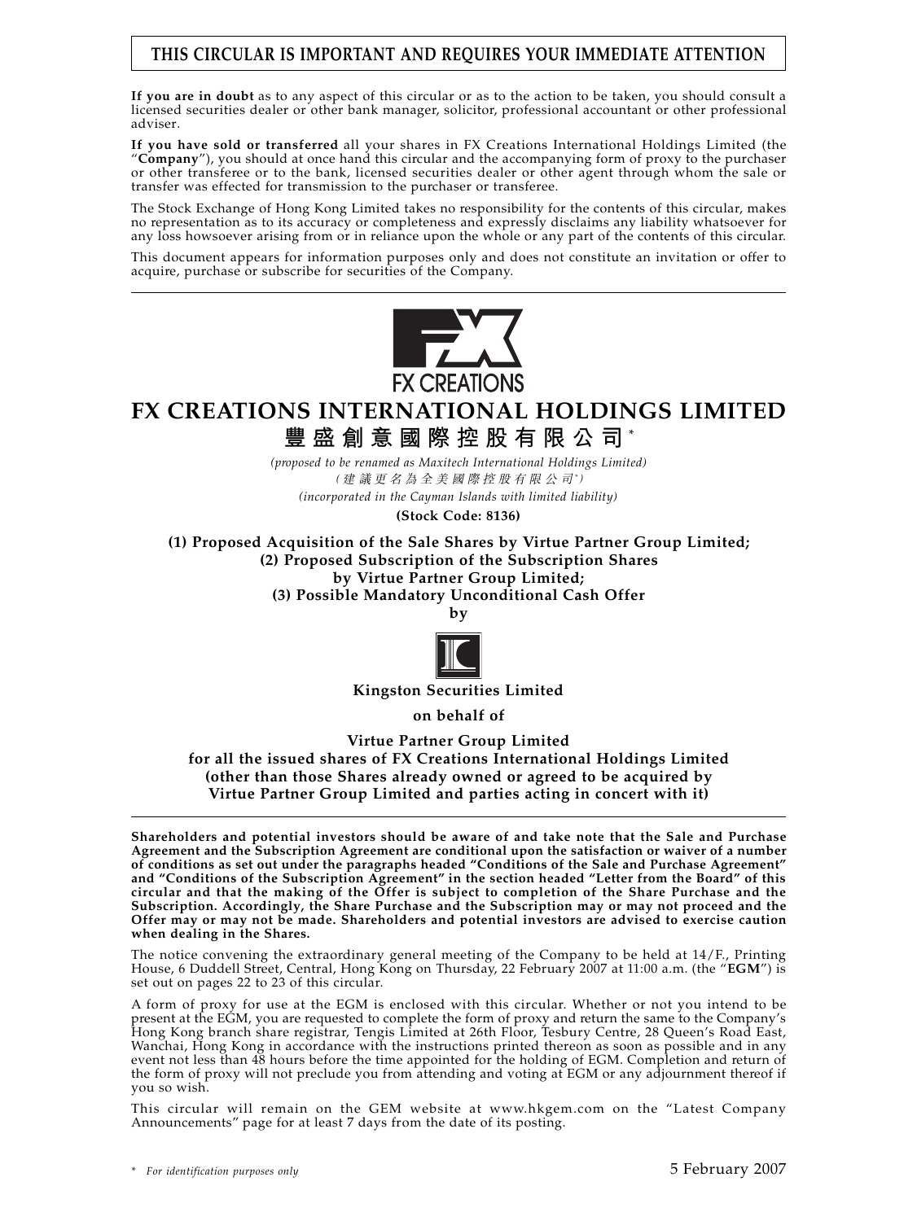**THIS CIRCULAR IS IMPORTANT AND REQUIRES YOUR IMMEDIATE ATTENTION**

**If you are in doubt** as to any aspect of this circular or as to the action to be taken, you should consult a licensed securities dealer or other bank manager, solicitor, professional accountant or other professional adviser.

**If you have sold or transferred** all your shares in FX Creations International Holdings Limited (the "**Company**"), you should at once hand this circular and the accompanying form of proxy to the purchaser or other transferee or to the bank, licensed securities dealer or other agent through whom the sale or transfer was effected for transmission to the purchaser or transferee.

The Stock Exchange of Hong Kong Limited takes no responsibility for the contents of this circular, makes no representation as to its accuracy or completeness and expressly disclaims any liability whatsoever for any loss howsoever arising from or in reliance upon the whole or any part of the contents of this circular.

This document appears for information purposes only and does not constitute an invitation or offer to acquire, purchase or subscribe for securities of the Company.

FX CREATIONS

# FX CREATIONS INTERNATIONAL HOLDINGS LIMITED
# 豐盛創意國際控股有限公司*

*(proposed to be renamed as Maxitech International Holdings Limited)*
*(建議更名為全美國際控股有限公司*)*
*(incorporated in the Cayman Islands with limited liability)*

**(Stock Code: 8136)**

**(1) Proposed Acquisition of the Sale Shares by Virtue Partner Group Limited;**
**(2) Proposed Subscription of the Subscription Shares by Virtue Partner Group Limited;**
**(3) Possible Mandatory Unconditional Cash Offer**
**by**

**Kingston Securities Limited**

**on behalf of**

**Virtue Partner Group Limited**
**for all the issued shares of FX Creations International Holdings Limited (other than those Shares already owned or agreed to be acquired by Virtue Partner Group Limited and parties acting in concert with it)**

**Shareholders and potential investors should be aware of and take note that the Sale and Purchase Agreement and the Subscription Agreement are conditional upon the satisfaction or waiver of a number of conditions as set out under the paragraphs headed "Conditions of the Sale and Purchase Agreement" and "Conditions of the Subscription Agreement" in the section headed "Letter from the Board" of this circular and that the making of the Offer is subject to completion of the Share Purchase and the Subscription. Accordingly, the Share Purchase and the Subscription may or may not proceed and the Offer may or may not be made. Shareholders and potential investors are advised to exercise caution when dealing in the Shares.**

The notice convening the extraordinary general meeting of the Company to be held at 14/F., Printing House, 6 Duddell Street, Central, Hong Kong on Thursday, 22 February 2007 at 11:00 a.m. (the "**EGM**") is set out on pages 22 to 23 of this circular.

A form of proxy for use at the EGM is enclosed with this circular. Whether or not you intend to be present at the EGM, you are requested to complete the form of proxy and return the same to the Company's Hong Kong branch share registrar, Tengis Limited at 26th Floor, Tesbury Centre, 28 Queen's Road East, Wanchai, Hong Kong in accordance with the instructions printed thereon as soon as possible and in any event not less than 48 hours before the time appointed for the holding of EGM. Completion and return of the form of proxy will not preclude you from attending and voting at EGM or any adjournment thereof if you so wish.

This circular will remain on the GEM website at www.hkgem.com on the "Latest Company Announcements" page for at least 7 days from the date of its posting.

\* *For identification purposes only*

5 February 2007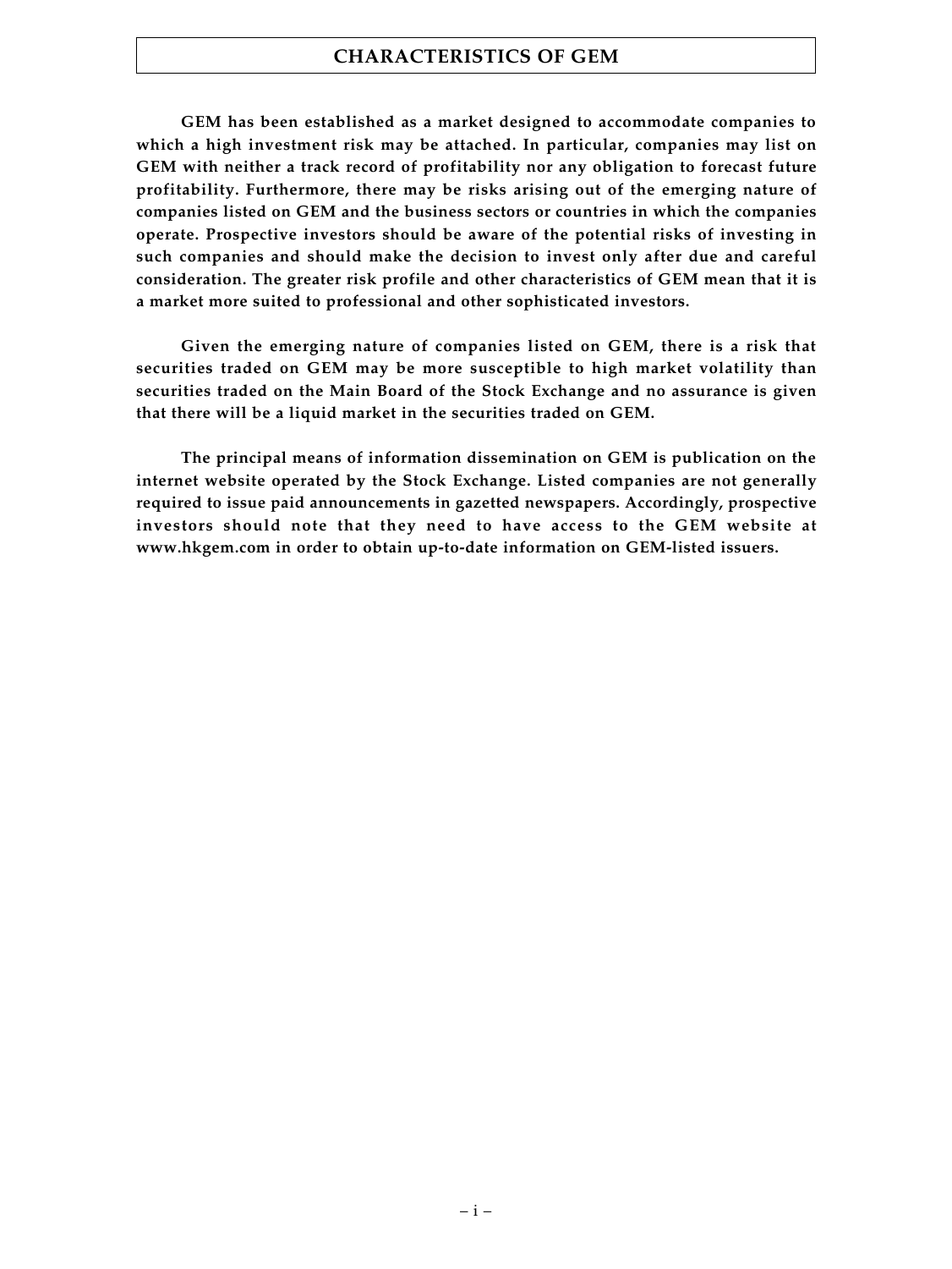# CHARACTERISTICS OF GEM

**GEM has been established as a market designed to accommodate companies to which a high investment risk may be attached. In particular, companies may list on GEM with neither a track record of profitability nor any obligation to forecast future profitability. Furthermore, there may be risks arising out of the emerging nature of companies listed on GEM and the business sectors or countries in which the companies operate. Prospective investors should be aware of the potential risks of investing in such companies and should make the decision to invest only after due and careful consideration. The greater risk profile and other characteristics of GEM mean that it is a market more suited to professional and other sophisticated investors.**

**Given the emerging nature of companies listed on GEM, there is a risk that securities traded on GEM may be more susceptible to high market volatility than securities traded on the Main Board of the Stock Exchange and no assurance is given that there will be a liquid market in the securities traded on GEM.**

**The principal means of information dissemination on GEM is publication on the internet website operated by the Stock Exchange. Listed companies are not generally required to issue paid announcements in gazetted newspapers. Accordingly, prospective investors should note that they need to have access to the GEM website at www.hkgem.com in order to obtain up-to-date information on GEM-listed issuers.**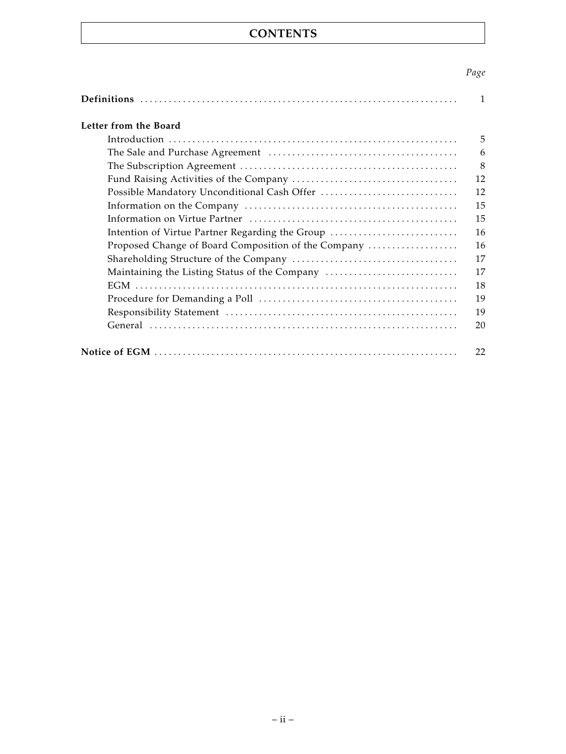# CONTENTS

| | Page |
|---|---|
| **Definitions** | 1 |
| **Letter from the Board** | |
| Introduction | 5 |
| The Sale and Purchase Agreement | 6 |
| The Subscription Agreement | 8 |
| Fund Raising Activities of the Company | 12 |
| Possible Mandatory Unconditional Cash Offer | 12 |
| Information on the Company | 15 |
| Information on Virtue Partner | 15 |
| Intention of Virtue Partner Regarding the Group | 16 |
| Proposed Change of Board Composition of the Company | 16 |
| Shareholding Structure of the Company | 17 |
| Maintaining the Listing Status of the Company | 17 |
| EGM | 18 |
| Procedure for Demanding a Poll | 19 |
| Responsibility Statement | 19 |
| General | 20 |
| **Notice of EGM** | 22 |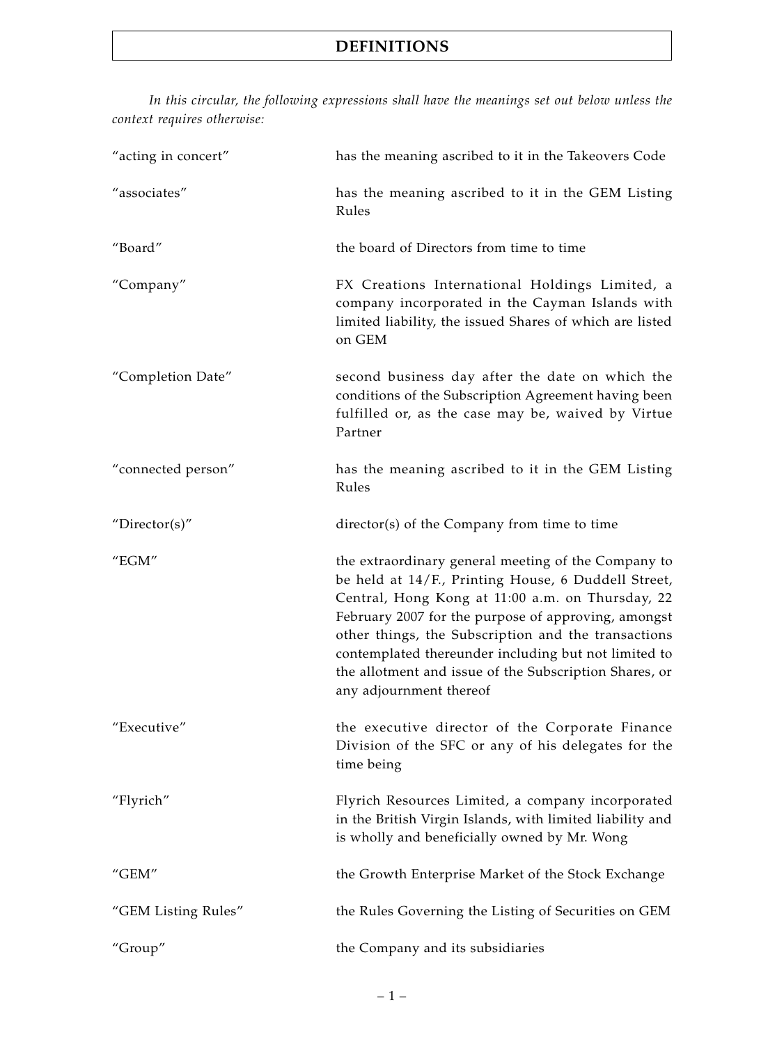# DEFINITIONS

*In this circular, the following expressions shall have the meanings set out below unless the context requires otherwise:*

| | |
|---|---|
| "acting in concert" | has the meaning ascribed to it in the Takeovers Code |
| "associates" | has the meaning ascribed to it in the GEM Listing Rules |
| "Board" | the board of Directors from time to time |
| "Company" | FX Creations International Holdings Limited, a company incorporated in the Cayman Islands with limited liability, the issued Shares of which are listed on GEM |
| "Completion Date" | second business day after the date on which the conditions of the Subscription Agreement having been fulfilled or, as the case may be, waived by Virtue Partner |
| "connected person" | has the meaning ascribed to it in the GEM Listing Rules |
| "Director(s)" | director(s) of the Company from time to time |
| "EGM" | the extraordinary general meeting of the Company to be held at 14/F., Printing House, 6 Duddell Street, Central, Hong Kong at 11:00 a.m. on Thursday, 22 February 2007 for the purpose of approving, amongst other things, the Subscription and the transactions contemplated thereunder including but not limited to the allotment and issue of the Subscription Shares, or any adjournment thereof |
| "Executive" | the executive director of the Corporate Finance Division of the SFC or any of his delegates for the time being |
| "Flyrich" | Flyrich Resources Limited, a company incorporated in the British Virgin Islands, with limited liability and is wholly and beneficially owned by Mr. Wong |
| "GEM" | the Growth Enterprise Market of the Stock Exchange |
| "GEM Listing Rules" | the Rules Governing the Listing of Securities on GEM |
| "Group" | the Company and its subsidiaries |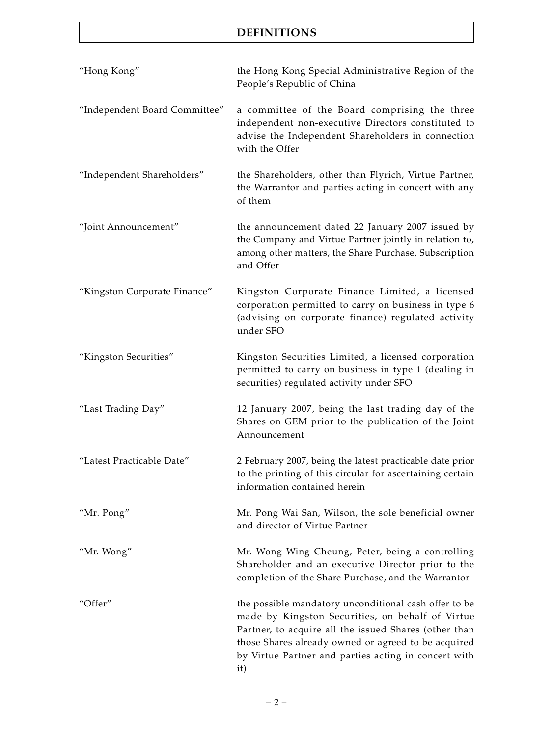# DEFINITIONS

| | |
|---|---|
| "Hong Kong" | the Hong Kong Special Administrative Region of the People's Republic of China |
| "Independent Board Committee" | a committee of the Board comprising the three independent non-executive Directors constituted to advise the Independent Shareholders in connection with the Offer |
| "Independent Shareholders" | the Shareholders, other than Flyrich, Virtue Partner, the Warrantor and parties acting in concert with any of them |
| "Joint Announcement" | the announcement dated 22 January 2007 issued by the Company and Virtue Partner jointly in relation to, among other matters, the Share Purchase, Subscription and Offer |
| "Kingston Corporate Finance" | Kingston Corporate Finance Limited, a licensed corporation permitted to carry on business in type 6 (advising on corporate finance) regulated activity under SFO |
| "Kingston Securities" | Kingston Securities Limited, a licensed corporation permitted to carry on business in type 1 (dealing in securities) regulated activity under SFO |
| "Last Trading Day" | 12 January 2007, being the last trading day of the Shares on GEM prior to the publication of the Joint Announcement |
| "Latest Practicable Date" | 2 February 2007, being the latest practicable date prior to the printing of this circular for ascertaining certain information contained herein |
| "Mr. Pong" | Mr. Pong Wai San, Wilson, the sole beneficial owner and director of Virtue Partner |
| "Mr. Wong" | Mr. Wong Wing Cheung, Peter, being a controlling Shareholder and an executive Director prior to the completion of the Share Purchase, and the Warrantor |
| "Offer" | the possible mandatory unconditional cash offer to be made by Kingston Securities, on behalf of Virtue Partner, to acquire all the issued Shares (other than those Shares already owned or agreed to be acquired by Virtue Partner and parties acting in concert with it) |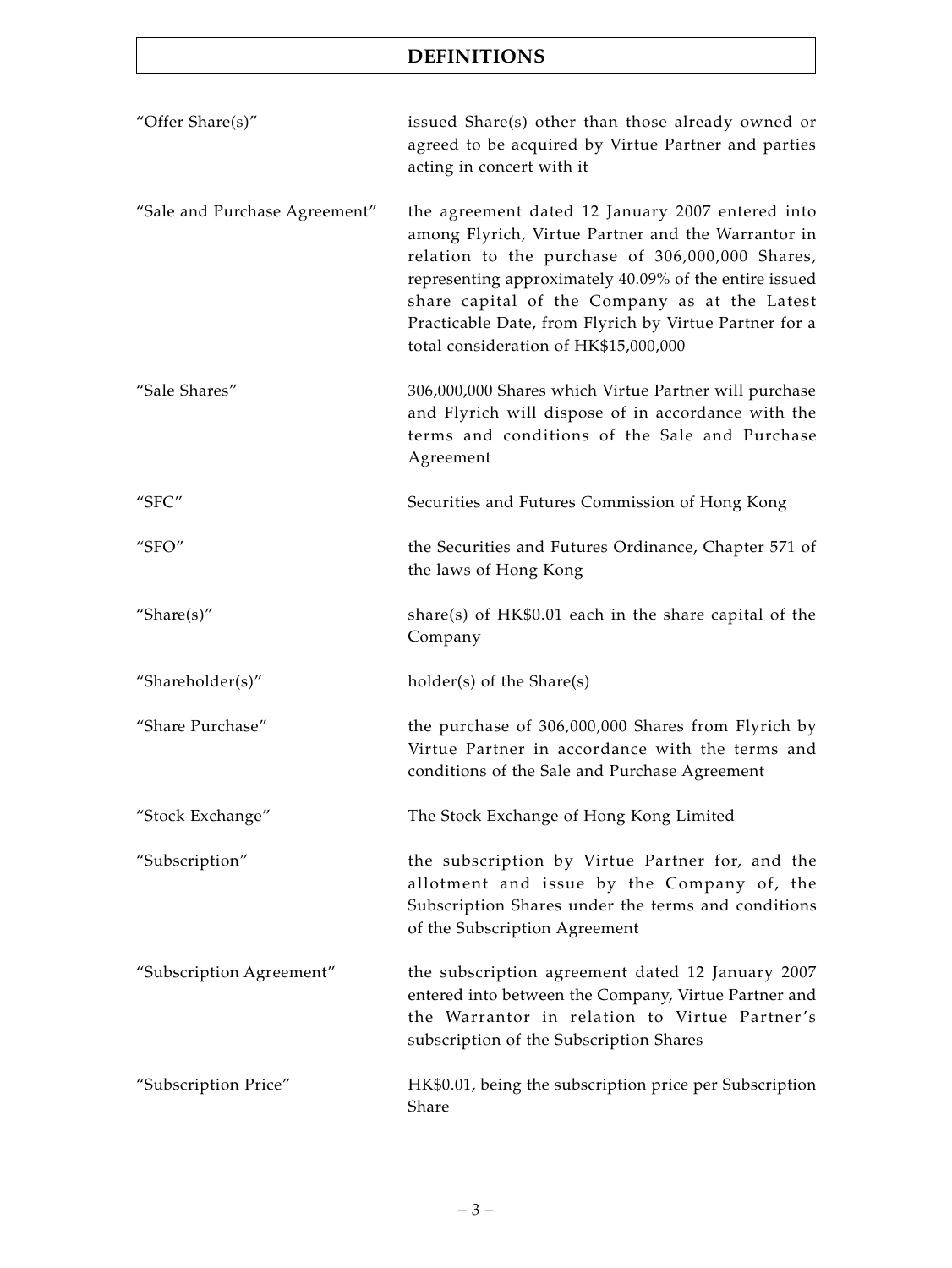# DEFINITIONS

| | |
|---|---|
| "Offer Share(s)" | issued Share(s) other than those already owned or agreed to be acquired by Virtue Partner and parties acting in concert with it |
| "Sale and Purchase Agreement" | the agreement dated 12 January 2007 entered into among Flyrich, Virtue Partner and the Warrantor in relation to the purchase of 306,000,000 Shares, representing approximately 40.09% of the entire issued share capital of the Company as at the Latest Practicable Date, from Flyrich by Virtue Partner for a total consideration of HK$15,000,000 |
| "Sale Shares" | 306,000,000 Shares which Virtue Partner will purchase and Flyrich will dispose of in accordance with the terms and conditions of the Sale and Purchase Agreement |
| "SFC" | Securities and Futures Commission of Hong Kong |
| "SFO" | the Securities and Futures Ordinance, Chapter 571 of the laws of Hong Kong |
| "Share(s)" | share(s) of HK$0.01 each in the share capital of the Company |
| "Shareholder(s)" | holder(s) of the Share(s) |
| "Share Purchase" | the purchase of 306,000,000 Shares from Flyrich by Virtue Partner in accordance with the terms and conditions of the Sale and Purchase Agreement |
| "Stock Exchange" | The Stock Exchange of Hong Kong Limited |
| "Subscription" | the subscription by Virtue Partner for, and the allotment and issue by the Company of, the Subscription Shares under the terms and conditions of the Subscription Agreement |
| "Subscription Agreement" | the subscription agreement dated 12 January 2007 entered into between the Company, Virtue Partner and the Warrantor in relation to Virtue Partner's subscription of the Subscription Shares |
| "Subscription Price" | HK$0.01, being the subscription price per Subscription Share |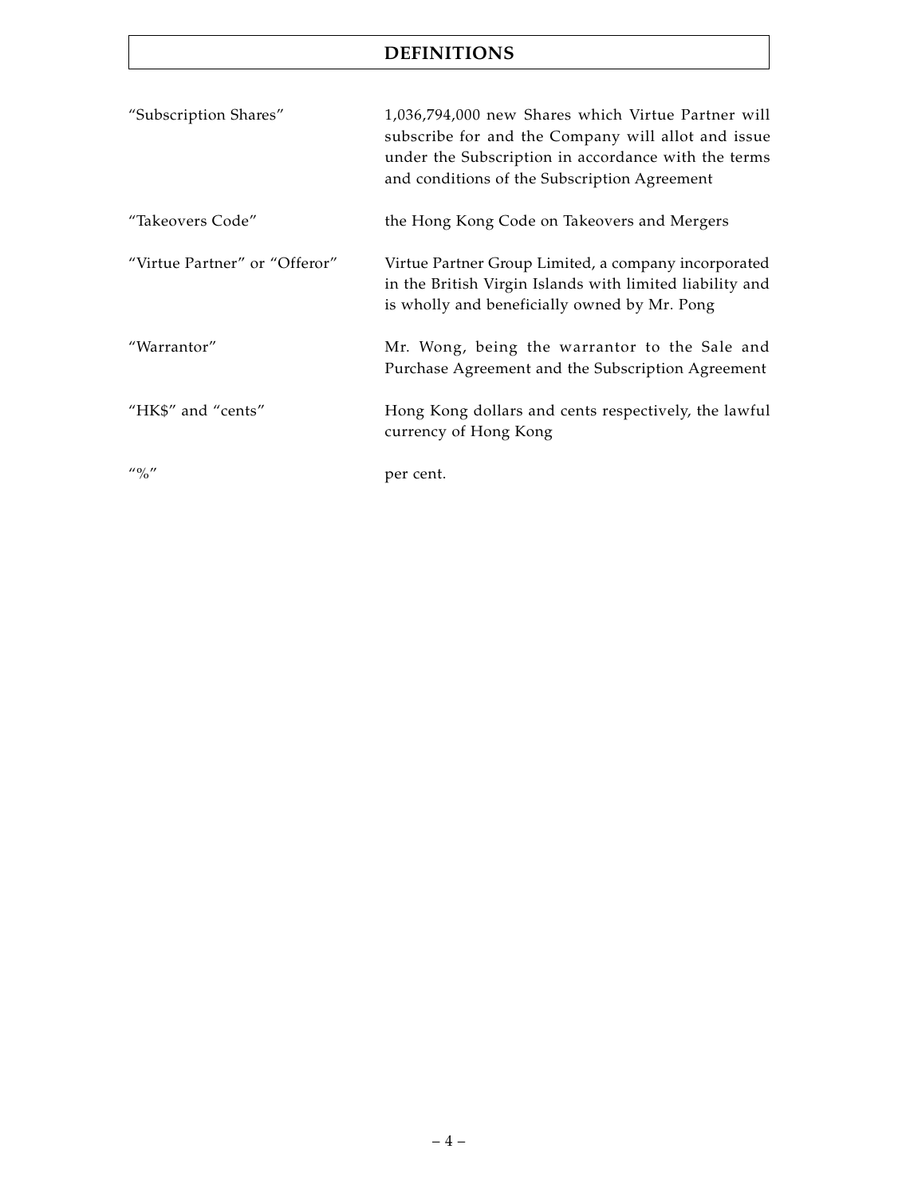# DEFINITIONS

| | |
|---|---|
| "Subscription Shares" | 1,036,794,000 new Shares which Virtue Partner will subscribe for and the Company will allot and issue under the Subscription in accordance with the terms and conditions of the Subscription Agreement |
| "Takeovers Code" | the Hong Kong Code on Takeovers and Mergers |
| "Virtue Partner" or "Offeror" | Virtue Partner Group Limited, a company incorporated in the British Virgin Islands with limited liability and is wholly and beneficially owned by Mr. Pong |
| "Warrantor" | Mr. Wong, being the warrantor to the Sale and Purchase Agreement and the Subscription Agreement |
| "HK$" and "cents" | Hong Kong dollars and cents respectively, the lawful currency of Hong Kong |
| "%" | per cent. |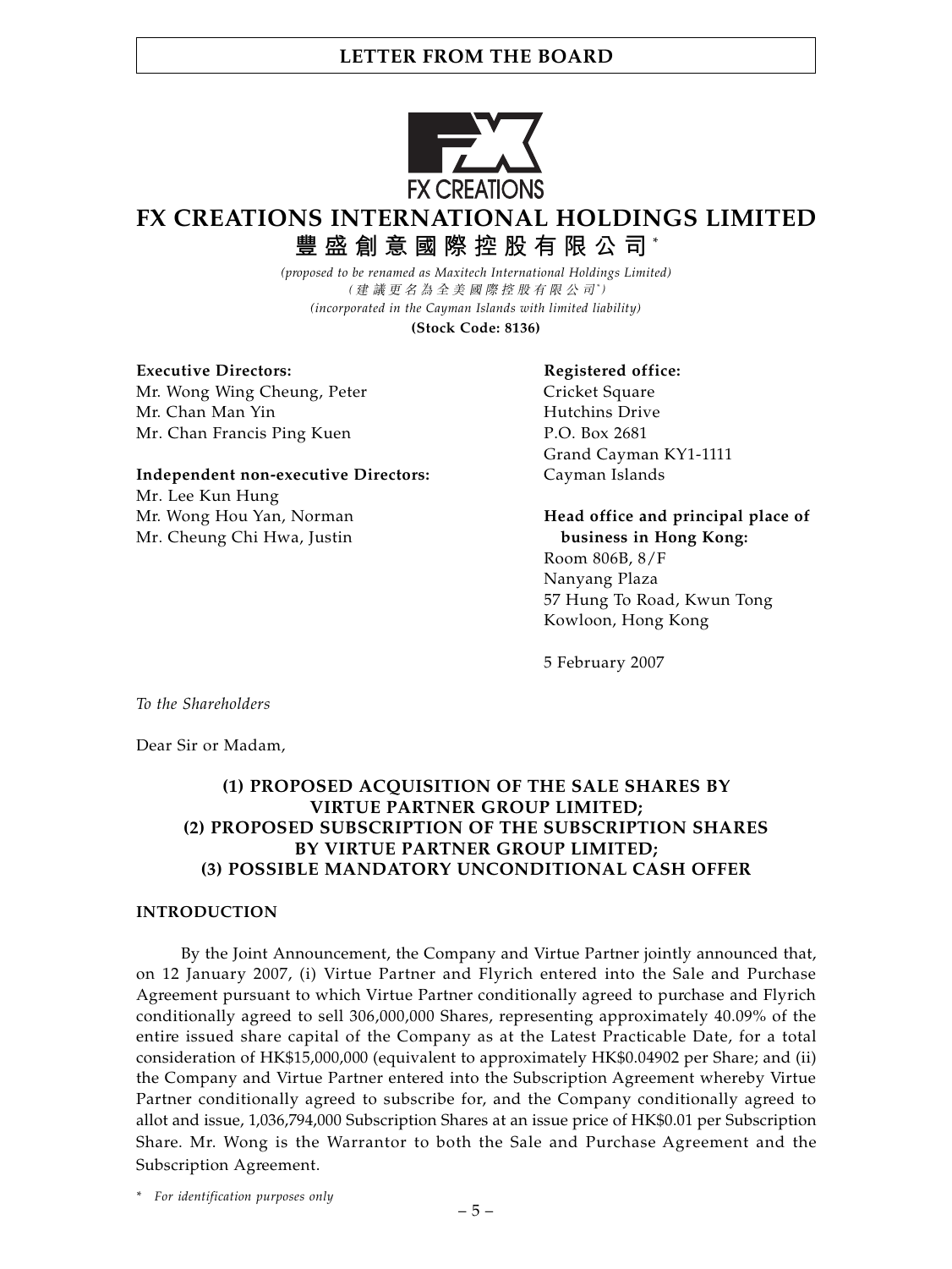# FX CREATIONS INTERNATIONAL HOLDINGS LIMITED
## 豐盛創意國際控股有限公司*

*(proposed to be renamed as Maxitech International Holdings Limited)*
*(建議更名為全美國際控股有限公司*)*
*(incorporated in the Cayman Islands with limited liability)*
**(Stock Code: 8136)**

**Executive Directors:**
Mr. Wong Wing Cheung, Peter
Mr. Chan Man Yin
Mr. Chan Francis Ping Kuen

**Independent non-executive Directors:**
Mr. Lee Kun Hung
Mr. Wong Hou Yan, Norman
Mr. Cheung Chi Hwa, Justin

**Registered office:**
Cricket Square
Hutchins Drive
P.O. Box 2681
Grand Cayman KY1-1111
Cayman Islands

**Head office and principal place of business in Hong Kong:**
Room 806B, 8/F
Nanyang Plaza
57 Hung To Road, Kwun Tong
Kowloon, Hong Kong

5 February 2007

*To the Shareholders*

Dear Sir or Madam,

**(1) PROPOSED ACQUISITION OF THE SALE SHARES BY VIRTUE PARTNER GROUP LIMITED;
(2) PROPOSED SUBSCRIPTION OF THE SUBSCRIPTION SHARES BY VIRTUE PARTNER GROUP LIMITED;
(3) POSSIBLE MANDATORY UNCONDITIONAL CASH OFFER**

### INTRODUCTION

By the Joint Announcement, the Company and Virtue Partner jointly announced that, on 12 January 2007, (i) Virtue Partner and Flyrich entered into the Sale and Purchase Agreement pursuant to which Virtue Partner conditionally agreed to purchase and Flyrich conditionally agreed to sell 306,000,000 Shares, representing approximately 40.09% of the entire issued share capital of the Company as at the Latest Practicable Date, for a total consideration of HK$15,000,000 (equivalent to approximately HK$0.04902 per Share; and (ii) the Company and Virtue Partner entered into the Subscription Agreement whereby Virtue Partner conditionally agreed to subscribe for, and the Company conditionally agreed to allot and issue, 1,036,794,000 Subscription Shares at an issue price of HK$0.01 per Subscription Share. Mr. Wong is the Warrantor to both the Sale and Purchase Agreement and the Subscription Agreement.

\* *For identification purposes only*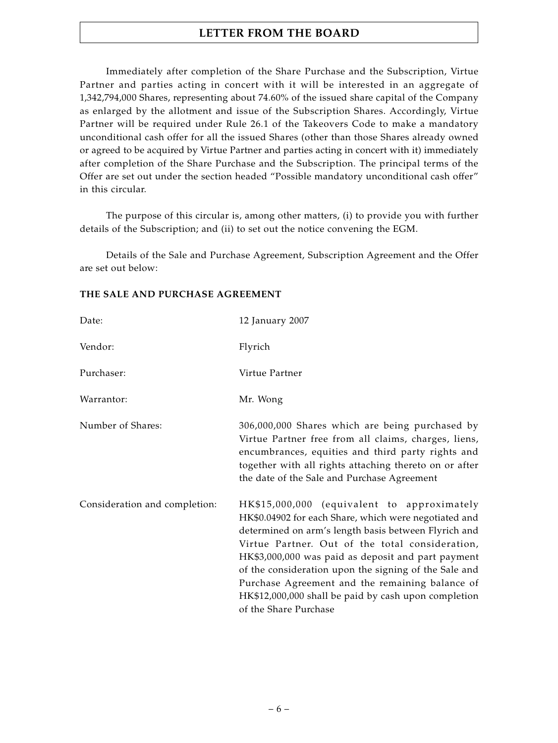Immediately after completion of the Share Purchase and the Subscription, Virtue Partner and parties acting in concert with it will be interested in an aggregate of 1,342,794,000 Shares, representing about 74.60% of the issued share capital of the Company as enlarged by the allotment and issue of the Subscription Shares. Accordingly, Virtue Partner will be required under Rule 26.1 of the Takeovers Code to make a mandatory unconditional cash offer for all the issued Shares (other than those Shares already owned or agreed to be acquired by Virtue Partner and parties acting in concert with it) immediately after completion of the Share Purchase and the Subscription. The principal terms of the Offer are set out under the section headed "Possible mandatory unconditional cash offer" in this circular.

The purpose of this circular is, among other matters, (i) to provide you with further details of the Subscription; and (ii) to set out the notice convening the EGM.

Details of the Sale and Purchase Agreement, Subscription Agreement and the Offer are set out below:

**THE SALE AND PURCHASE AGREEMENT**

| | |
|---|---|
| Date: | 12 January 2007 |
| Vendor: | Flyrich |
| Purchaser: | Virtue Partner |
| Warrantor: | Mr. Wong |
| Number of Shares: | 306,000,000 Shares which are being purchased by Virtue Partner free from all claims, charges, liens, encumbrances, equities and third party rights and together with all rights attaching thereto on or after the date of the Sale and Purchase Agreement |
| Consideration and completion: | HK$15,000,000 (equivalent to approximately HK$0.04902 for each Share, which were negotiated and determined on arm's length basis between Flyrich and Virtue Partner. Out of the total consideration, HK$3,000,000 was paid as deposit and part payment of the consideration upon the signing of the Sale and Purchase Agreement and the remaining balance of HK$12,000,000 shall be paid by cash upon completion of the Share Purchase |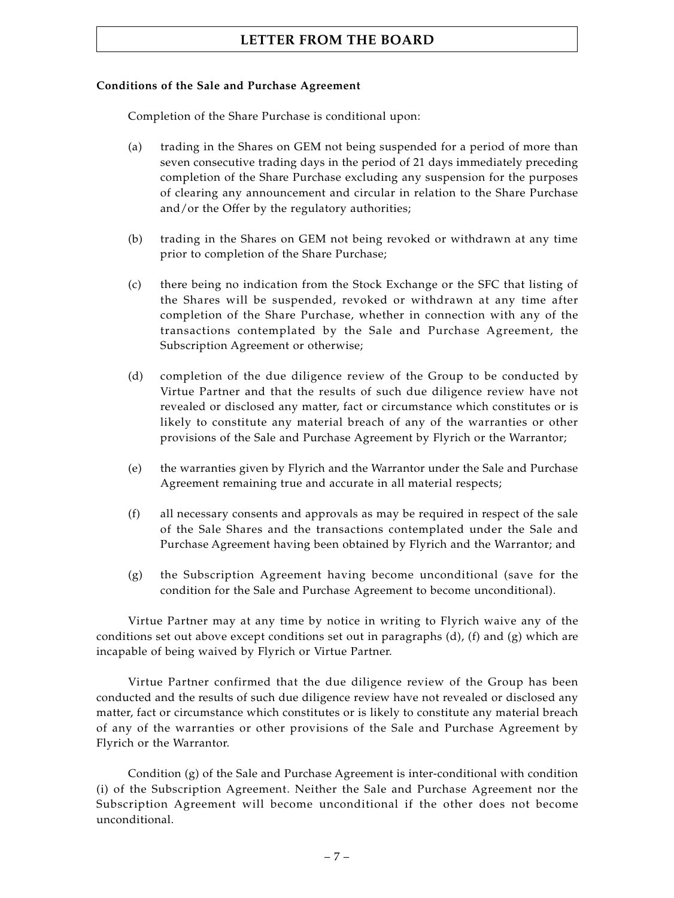**Conditions of the Sale and Purchase Agreement**

Completion of the Share Purchase is conditional upon:

(a) trading in the Shares on GEM not being suspended for a period of more than seven consecutive trading days in the period of 21 days immediately preceding completion of the Share Purchase excluding any suspension for the purposes of clearing any announcement and circular in relation to the Share Purchase and/or the Offer by the regulatory authorities;

(b) trading in the Shares on GEM not being revoked or withdrawn at any time prior to completion of the Share Purchase;

(c) there being no indication from the Stock Exchange or the SFC that listing of the Shares will be suspended, revoked or withdrawn at any time after completion of the Share Purchase, whether in connection with any of the transactions contemplated by the Sale and Purchase Agreement, the Subscription Agreement or otherwise;

(d) completion of the due diligence review of the Group to be conducted by Virtue Partner and that the results of such due diligence review have not revealed or disclosed any matter, fact or circumstance which constitutes or is likely to constitute any material breach of any of the warranties or other provisions of the Sale and Purchase Agreement by Flyrich or the Warrantor;

(e) the warranties given by Flyrich and the Warrantor under the Sale and Purchase Agreement remaining true and accurate in all material respects;

(f) all necessary consents and approvals as may be required in respect of the sale of the Sale Shares and the transactions contemplated under the Sale and Purchase Agreement having been obtained by Flyrich and the Warrantor; and

(g) the Subscription Agreement having become unconditional (save for the condition for the Sale and Purchase Agreement to become unconditional).

Virtue Partner may at any time by notice in writing to Flyrich waive any of the conditions set out above except conditions set out in paragraphs (d), (f) and (g) which are incapable of being waived by Flyrich or Virtue Partner.

Virtue Partner confirmed that the due diligence review of the Group has been conducted and the results of such due diligence review have not revealed or disclosed any matter, fact or circumstance which constitutes or is likely to constitute any material breach of any of the warranties or other provisions of the Sale and Purchase Agreement by Flyrich or the Warrantor.

Condition (g) of the Sale and Purchase Agreement is inter-conditional with condition (i) of the Subscription Agreement. Neither the Sale and Purchase Agreement nor the Subscription Agreement will become unconditional if the other does not become unconditional.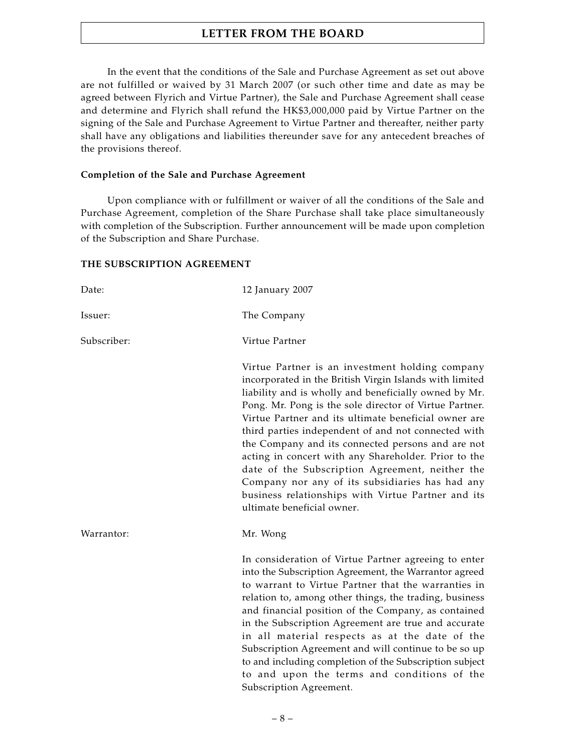In the event that the conditions of the Sale and Purchase Agreement as set out above are not fulfilled or waived by 31 March 2007 (or such other time and date as may be agreed between Flyrich and Virtue Partner), the Sale and Purchase Agreement shall cease and determine and Flyrich shall refund the HK$3,000,000 paid by Virtue Partner on the signing of the Sale and Purchase Agreement to Virtue Partner and thereafter, neither party shall have any obligations and liabilities thereunder save for any antecedent breaches of the provisions thereof.

**Completion of the Sale and Purchase Agreement**

Upon compliance with or fulfillment or waiver of all the conditions of the Sale and Purchase Agreement, completion of the Share Purchase shall take place simultaneously with completion of the Subscription. Further announcement will be made upon completion of the Subscription and Share Purchase.

**THE SUBSCRIPTION AGREEMENT**

Date: 12 January 2007

Issuer: The Company

Subscriber: Virtue Partner

Virtue Partner is an investment holding company incorporated in the British Virgin Islands with limited liability and is wholly and beneficially owned by Mr. Pong. Mr. Pong is the sole director of Virtue Partner. Virtue Partner and its ultimate beneficial owner are third parties independent of and not connected with the Company and its connected persons and are not acting in concert with any Shareholder. Prior to the date of the Subscription Agreement, neither the Company nor any of its subsidiaries has had any business relationships with Virtue Partner and its ultimate beneficial owner.

Warrantor: Mr. Wong

In consideration of Virtue Partner agreeing to enter into the Subscription Agreement, the Warrantor agreed to warrant to Virtue Partner that the warranties in relation to, among other things, the trading, business and financial position of the Company, as contained in the Subscription Agreement are true and accurate in all material respects as at the date of the Subscription Agreement and will continue to be so up to and including completion of the Subscription subject to and upon the terms and conditions of the Subscription Agreement.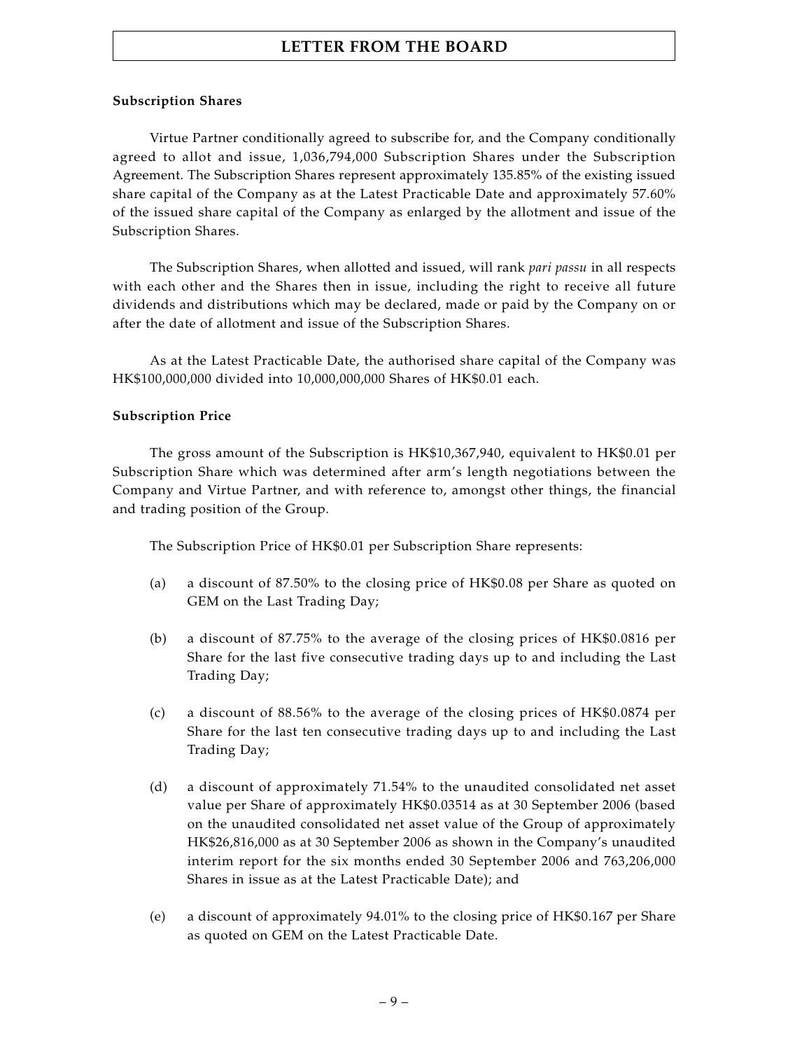**Subscription Shares**

Virtue Partner conditionally agreed to subscribe for, and the Company conditionally agreed to allot and issue, 1,036,794,000 Subscription Shares under the Subscription Agreement. The Subscription Shares represent approximately 135.85% of the existing issued share capital of the Company as at the Latest Practicable Date and approximately 57.60% of the issued share capital of the Company as enlarged by the allotment and issue of the Subscription Shares.

The Subscription Shares, when allotted and issued, will rank *pari passu* in all respects with each other and the Shares then in issue, including the right to receive all future dividends and distributions which may be declared, made or paid by the Company on or after the date of allotment and issue of the Subscription Shares.

As at the Latest Practicable Date, the authorised share capital of the Company was HK$100,000,000 divided into 10,000,000,000 Shares of HK$0.01 each.

**Subscription Price**

The gross amount of the Subscription is HK$10,367,940, equivalent to HK$0.01 per Subscription Share which was determined after arm's length negotiations between the Company and Virtue Partner, and with reference to, amongst other things, the financial and trading position of the Group.

The Subscription Price of HK$0.01 per Subscription Share represents:

(a) a discount of 87.50% to the closing price of HK$0.08 per Share as quoted on GEM on the Last Trading Day;

(b) a discount of 87.75% to the average of the closing prices of HK$0.0816 per Share for the last five consecutive trading days up to and including the Last Trading Day;

(c) a discount of 88.56% to the average of the closing prices of HK$0.0874 per Share for the last ten consecutive trading days up to and including the Last Trading Day;

(d) a discount of approximately 71.54% to the unaudited consolidated net asset value per Share of approximately HK$0.03514 as at 30 September 2006 (based on the unaudited consolidated net asset value of the Group of approximately HK$26,816,000 as at 30 September 2006 as shown in the Company's unaudited interim report for the six months ended 30 September 2006 and 763,206,000 Shares in issue as at the Latest Practicable Date); and

(e) a discount of approximately 94.01% to the closing price of HK$0.167 per Share as quoted on GEM on the Latest Practicable Date.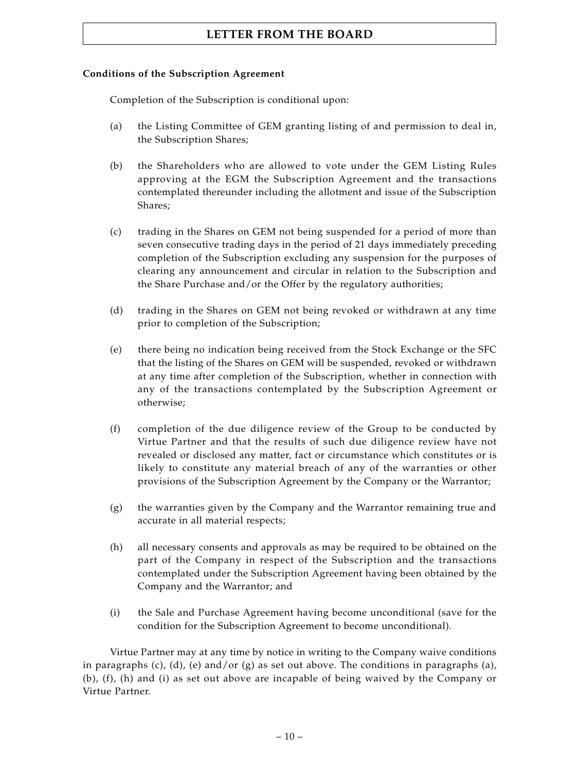**Conditions of the Subscription Agreement**

Completion of the Subscription is conditional upon:

(a) the Listing Committee of GEM granting listing of and permission to deal in, the Subscription Shares;

(b) the Shareholders who are allowed to vote under the GEM Listing Rules approving at the EGM the Subscription Agreement and the transactions contemplated thereunder including the allotment and issue of the Subscription Shares;

(c) trading in the Shares on GEM not being suspended for a period of more than seven consecutive trading days in the period of 21 days immediately preceding completion of the Subscription excluding any suspension for the purposes of clearing any announcement and circular in relation to the Subscription and the Share Purchase and/or the Offer by the regulatory authorities;

(d) trading in the Shares on GEM not being revoked or withdrawn at any time prior to completion of the Subscription;

(e) there being no indication being received from the Stock Exchange or the SFC that the listing of the Shares on GEM will be suspended, revoked or withdrawn at any time after completion of the Subscription, whether in connection with any of the transactions contemplated by the Subscription Agreement or otherwise;

(f) completion of the due diligence review of the Group to be conducted by Virtue Partner and that the results of such due diligence review have not revealed or disclosed any matter, fact or circumstance which constitutes or is likely to constitute any material breach of any of the warranties or other provisions of the Subscription Agreement by the Company or the Warrantor;

(g) the warranties given by the Company and the Warrantor remaining true and accurate in all material respects;

(h) all necessary consents and approvals as may be required to be obtained on the part of the Company in respect of the Subscription and the transactions contemplated under the Subscription Agreement having been obtained by the Company and the Warrantor; and

(i) the Sale and Purchase Agreement having become unconditional (save for the condition for the Subscription Agreement to become unconditional).

Virtue Partner may at any time by notice in writing to the Company waive conditions in paragraphs (c), (d), (e) and/or (g) as set out above. The conditions in paragraphs (a), (b), (f), (h) and (i) as set out above are incapable of being waived by the Company or Virtue Partner.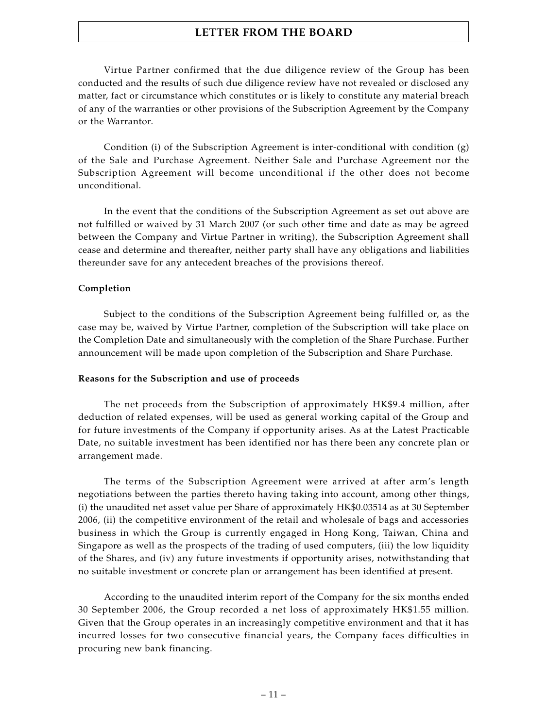Virtue Partner confirmed that the due diligence review of the Group has been conducted and the results of such due diligence review have not revealed or disclosed any matter, fact or circumstance which constitutes or is likely to constitute any material breach of any of the warranties or other provisions of the Subscription Agreement by the Company or the Warrantor.

Condition (i) of the Subscription Agreement is inter-conditional with condition (g) of the Sale and Purchase Agreement. Neither Sale and Purchase Agreement nor the Subscription Agreement will become unconditional if the other does not become unconditional.

In the event that the conditions of the Subscription Agreement as set out above are not fulfilled or waived by 31 March 2007 (or such other time and date as may be agreed between the Company and Virtue Partner in writing), the Subscription Agreement shall cease and determine and thereafter, neither party shall have any obligations and liabilities thereunder save for any antecedent breaches of the provisions thereof.

**Completion**

Subject to the conditions of the Subscription Agreement being fulfilled or, as the case may be, waived by Virtue Partner, completion of the Subscription will take place on the Completion Date and simultaneously with the completion of the Share Purchase. Further announcement will be made upon completion of the Subscription and Share Purchase.

**Reasons for the Subscription and use of proceeds**

The net proceeds from the Subscription of approximately HK$9.4 million, after deduction of related expenses, will be used as general working capital of the Group and for future investments of the Company if opportunity arises. As at the Latest Practicable Date, no suitable investment has been identified nor has there been any concrete plan or arrangement made.

The terms of the Subscription Agreement were arrived at after arm's length negotiations between the parties thereto having taking into account, among other things, (i) the unaudited net asset value per Share of approximately HK$0.03514 as at 30 September 2006, (ii) the competitive environment of the retail and wholesale of bags and accessories business in which the Group is currently engaged in Hong Kong, Taiwan, China and Singapore as well as the prospects of the trading of used computers, (iii) the low liquidity of the Shares, and (iv) any future investments if opportunity arises, notwithstanding that no suitable investment or concrete plan or arrangement has been identified at present.

According to the unaudited interim report of the Company for the six months ended 30 September 2006, the Group recorded a net loss of approximately HK$1.55 million. Given that the Group operates in an increasingly competitive environment and that it has incurred losses for two consecutive financial years, the Company faces difficulties in procuring new bank financing.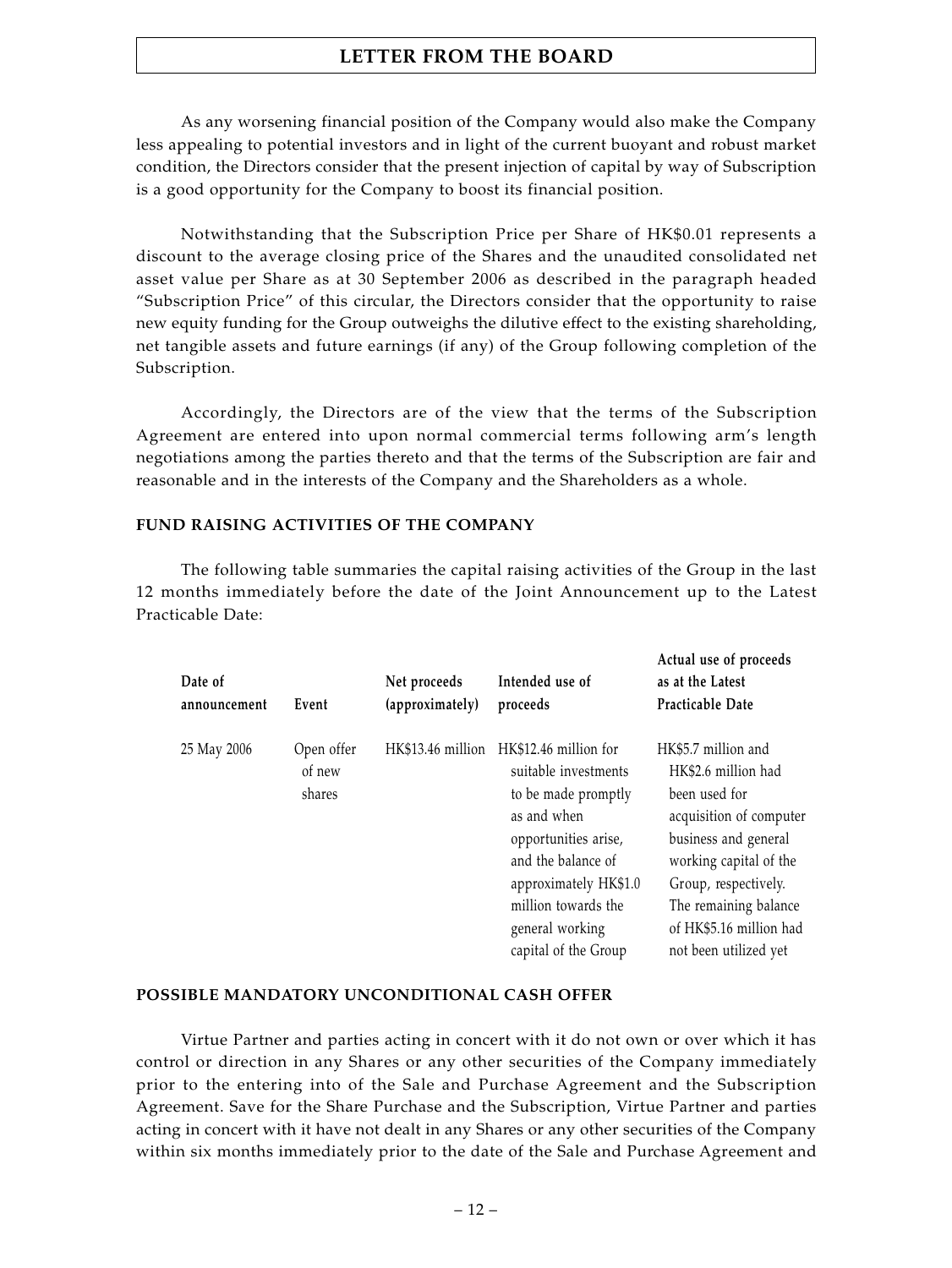As any worsening financial position of the Company would also make the Company less appealing to potential investors and in light of the current buoyant and robust market condition, the Directors consider that the present injection of capital by way of Subscription is a good opportunity for the Company to boost its financial position.

Notwithstanding that the Subscription Price per Share of HK$0.01 represents a discount to the average closing price of the Shares and the unaudited consolidated net asset value per Share as at 30 September 2006 as described in the paragraph headed "Subscription Price" of this circular, the Directors consider that the opportunity to raise new equity funding for the Group outweighs the dilutive effect to the existing shareholding, net tangible assets and future earnings (if any) of the Group following completion of the Subscription.

Accordingly, the Directors are of the view that the terms of the Subscription Agreement are entered into upon normal commercial terms following arm's length negotiations among the parties thereto and that the terms of the Subscription are fair and reasonable and in the interests of the Company and the Shareholders as a whole.

**FUND RAISING ACTIVITIES OF THE COMPANY**

The following table summaries the capital raising activities of the Group in the last 12 months immediately before the date of the Joint Announcement up to the Latest Practicable Date:

| Date of announcement | Event | Net proceeds (approximately) | Intended use of proceeds | Actual use of proceeds as at the Latest Practicable Date |
|---|---|---|---|---|
| 25 May 2006 | Open offer of new shares | HK$13.46 million | HK$12.46 million for suitable investments to be made promptly as and when opportunities arise, and the balance of approximately HK$1.0 million towards the general working capital of the Group | HK$5.7 million and HK$2.6 million had been used for acquisition of computer business and general working capital of the Group, respectively. The remaining balance of HK$5.16 million had not been utilized yet |

**POSSIBLE MANDATORY UNCONDITIONAL CASH OFFER**

Virtue Partner and parties acting in concert with it do not own or over which it has control or direction in any Shares or any other securities of the Company immediately prior to the entering into of the Sale and Purchase Agreement and the Subscription Agreement. Save for the Share Purchase and the Subscription, Virtue Partner and parties acting in concert with it have not dealt in any Shares or any other securities of the Company within six months immediately prior to the date of the Sale and Purchase Agreement and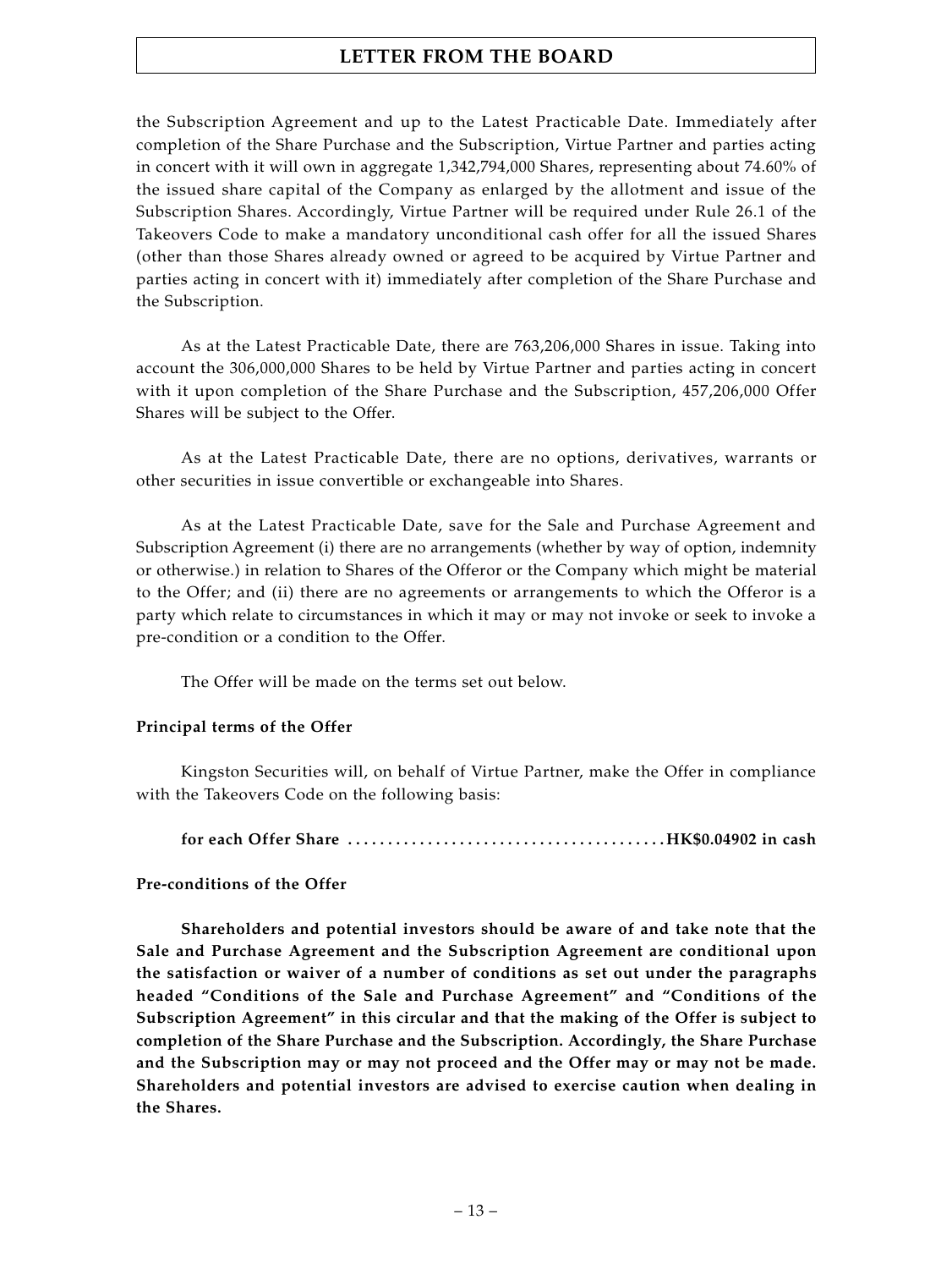the Subscription Agreement and up to the Latest Practicable Date. Immediately after completion of the Share Purchase and the Subscription, Virtue Partner and parties acting in concert with it will own in aggregate 1,342,794,000 Shares, representing about 74.60% of the issued share capital of the Company as enlarged by the allotment and issue of the Subscription Shares. Accordingly, Virtue Partner will be required under Rule 26.1 of the Takeovers Code to make a mandatory unconditional cash offer for all the issued Shares (other than those Shares already owned or agreed to be acquired by Virtue Partner and parties acting in concert with it) immediately after completion of the Share Purchase and the Subscription.

As at the Latest Practicable Date, there are 763,206,000 Shares in issue. Taking into account the 306,000,000 Shares to be held by Virtue Partner and parties acting in concert with it upon completion of the Share Purchase and the Subscription, 457,206,000 Offer Shares will be subject to the Offer.

As at the Latest Practicable Date, there are no options, derivatives, warrants or other securities in issue convertible or exchangeable into Shares.

As at the Latest Practicable Date, save for the Sale and Purchase Agreement and Subscription Agreement (i) there are no arrangements (whether by way of option, indemnity or otherwise.) in relation to Shares of the Offeror or the Company which might be material to the Offer; and (ii) there are no agreements or arrangements to which the Offeror is a party which relate to circumstances in which it may or may not invoke or seek to invoke a pre-condition or a condition to the Offer.

The Offer will be made on the terms set out below.

**Principal terms of the Offer**

Kingston Securities will, on behalf of Virtue Partner, make the Offer in compliance with the Takeovers Code on the following basis:

**for each Offer Share ........................................HK$0.04902 in cash**

**Pre-conditions of the Offer**

**Shareholders and potential investors should be aware of and take note that the Sale and Purchase Agreement and the Subscription Agreement are conditional upon the satisfaction or waiver of a number of conditions as set out under the paragraphs headed "Conditions of the Sale and Purchase Agreement" and "Conditions of the Subscription Agreement" in this circular and that the making of the Offer is subject to completion of the Share Purchase and the Subscription. Accordingly, the Share Purchase and the Subscription may or may not proceed and the Offer may or may not be made. Shareholders and potential investors are advised to exercise caution when dealing in the Shares.**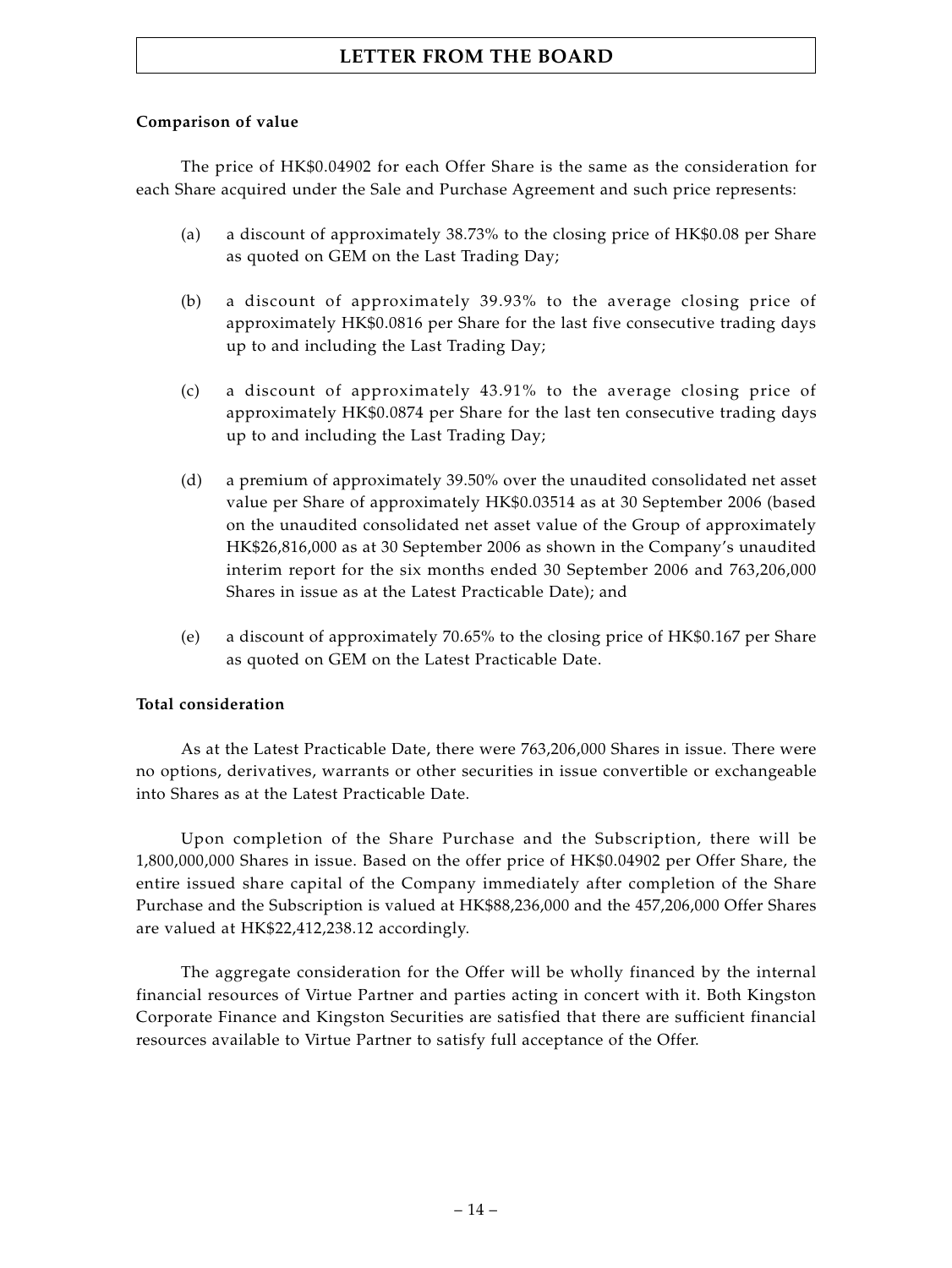**Comparison of value**

The price of HK$0.04902 for each Offer Share is the same as the consideration for each Share acquired under the Sale and Purchase Agreement and such price represents:

(a) a discount of approximately 38.73% to the closing price of HK$0.08 per Share as quoted on GEM on the Last Trading Day;

(b) a discount of approximately 39.93% to the average closing price of approximately HK$0.0816 per Share for the last five consecutive trading days up to and including the Last Trading Day;

(c) a discount of approximately 43.91% to the average closing price of approximately HK$0.0874 per Share for the last ten consecutive trading days up to and including the Last Trading Day;

(d) a premium of approximately 39.50% over the unaudited consolidated net asset value per Share of approximately HK$0.03514 as at 30 September 2006 (based on the unaudited consolidated net asset value of the Group of approximately HK$26,816,000 as at 30 September 2006 as shown in the Company's unaudited interim report for the six months ended 30 September 2006 and 763,206,000 Shares in issue as at the Latest Practicable Date); and

(e) a discount of approximately 70.65% to the closing price of HK$0.167 per Share as quoted on GEM on the Latest Practicable Date.

**Total consideration**

As at the Latest Practicable Date, there were 763,206,000 Shares in issue. There were no options, derivatives, warrants or other securities in issue convertible or exchangeable into Shares as at the Latest Practicable Date.

Upon completion of the Share Purchase and the Subscription, there will be 1,800,000,000 Shares in issue. Based on the offer price of HK$0.04902 per Offer Share, the entire issued share capital of the Company immediately after completion of the Share Purchase and the Subscription is valued at HK$88,236,000 and the 457,206,000 Offer Shares are valued at HK$22,412,238.12 accordingly.

The aggregate consideration for the Offer will be wholly financed by the internal financial resources of Virtue Partner and parties acting in concert with it. Both Kingston Corporate Finance and Kingston Securities are satisfied that there are sufficient financial resources available to Virtue Partner to satisfy full acceptance of the Offer.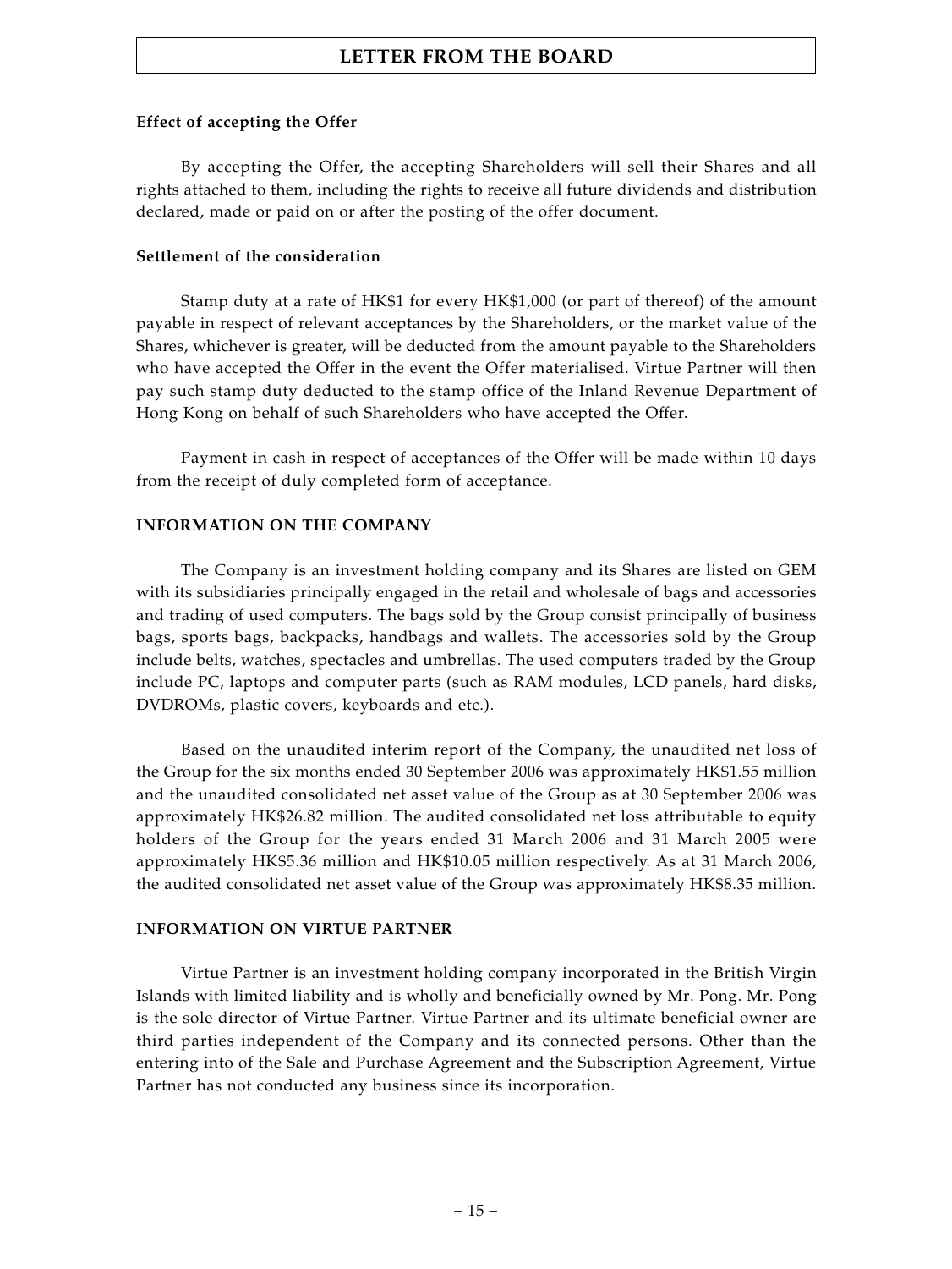**Effect of accepting the Offer**

By accepting the Offer, the accepting Shareholders will sell their Shares and all rights attached to them, including the rights to receive all future dividends and distribution declared, made or paid on or after the posting of the offer document.

**Settlement of the consideration**

Stamp duty at a rate of HK$1 for every HK$1,000 (or part of thereof) of the amount payable in respect of relevant acceptances by the Shareholders, or the market value of the Shares, whichever is greater, will be deducted from the amount payable to the Shareholders who have accepted the Offer in the event the Offer materialised. Virtue Partner will then pay such stamp duty deducted to the stamp office of the Inland Revenue Department of Hong Kong on behalf of such Shareholders who have accepted the Offer.

Payment in cash in respect of acceptances of the Offer will be made within 10 days from the receipt of duly completed form of acceptance.

## INFORMATION ON THE COMPANY

The Company is an investment holding company and its Shares are listed on GEM with its subsidiaries principally engaged in the retail and wholesale of bags and accessories and trading of used computers. The bags sold by the Group consist principally of business bags, sports bags, backpacks, handbags and wallets. The accessories sold by the Group include belts, watches, spectacles and umbrellas. The used computers traded by the Group include PC, laptops and computer parts (such as RAM modules, LCD panels, hard disks, DVDROMs, plastic covers, keyboards and etc.).

Based on the unaudited interim report of the Company, the unaudited net loss of the Group for the six months ended 30 September 2006 was approximately HK$1.55 million and the unaudited consolidated net asset value of the Group as at 30 September 2006 was approximately HK$26.82 million. The audited consolidated net loss attributable to equity holders of the Group for the years ended 31 March 2006 and 31 March 2005 were approximately HK$5.36 million and HK$10.05 million respectively. As at 31 March 2006, the audited consolidated net asset value of the Group was approximately HK$8.35 million.

## INFORMATION ON VIRTUE PARTNER

Virtue Partner is an investment holding company incorporated in the British Virgin Islands with limited liability and is wholly and beneficially owned by Mr. Pong. Mr. Pong is the sole director of Virtue Partner. Virtue Partner and its ultimate beneficial owner are third parties independent of the Company and its connected persons. Other than the entering into of the Sale and Purchase Agreement and the Subscription Agreement, Virtue Partner has not conducted any business since its incorporation.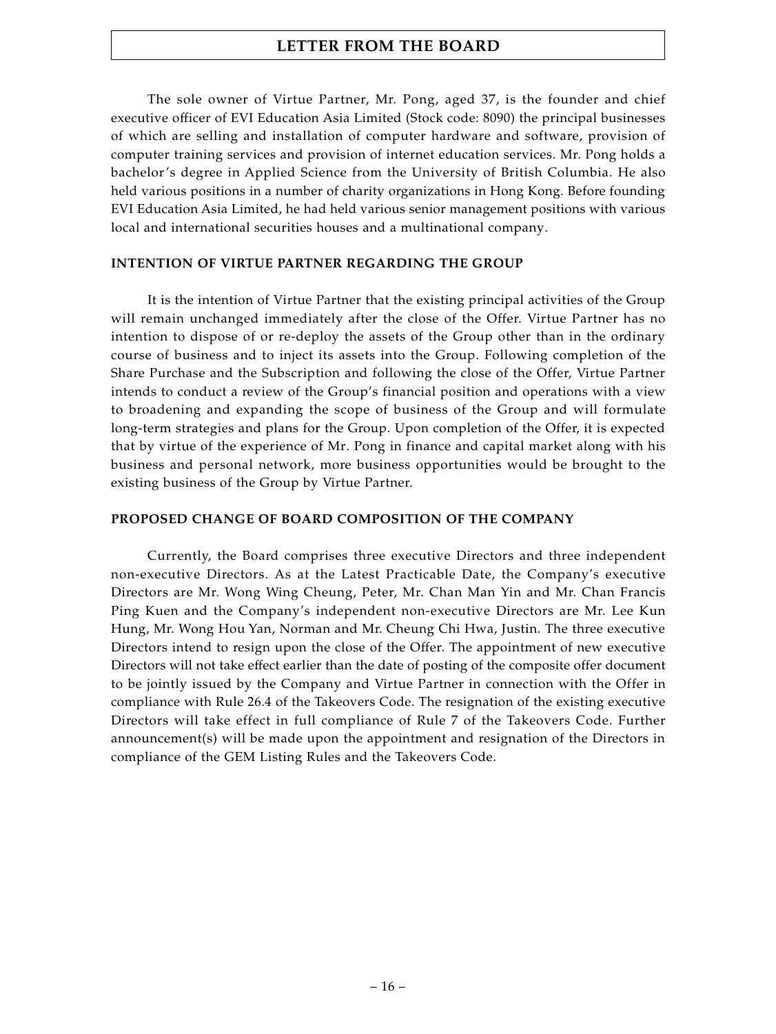The sole owner of Virtue Partner, Mr. Pong, aged 37, is the founder and chief executive officer of EVI Education Asia Limited (Stock code: 8090) the principal businesses of which are selling and installation of computer hardware and software, provision of computer training services and provision of internet education services. Mr. Pong holds a bachelor's degree in Applied Science from the University of British Columbia. He also held various positions in a number of charity organizations in Hong Kong. Before founding EVI Education Asia Limited, he had held various senior management positions with various local and international securities houses and a multinational company.

**INTENTION OF VIRTUE PARTNER REGARDING THE GROUP**

It is the intention of Virtue Partner that the existing principal activities of the Group will remain unchanged immediately after the close of the Offer. Virtue Partner has no intention to dispose of or re-deploy the assets of the Group other than in the ordinary course of business and to inject its assets into the Group. Following completion of the Share Purchase and the Subscription and following the close of the Offer, Virtue Partner intends to conduct a review of the Group's financial position and operations with a view to broadening and expanding the scope of business of the Group and will formulate long-term strategies and plans for the Group. Upon completion of the Offer, it is expected that by virtue of the experience of Mr. Pong in finance and capital market along with his business and personal network, more business opportunities would be brought to the existing business of the Group by Virtue Partner.

**PROPOSED CHANGE OF BOARD COMPOSITION OF THE COMPANY**

Currently, the Board comprises three executive Directors and three independent non-executive Directors. As at the Latest Practicable Date, the Company's executive Directors are Mr. Wong Wing Cheung, Peter, Mr. Chan Man Yin and Mr. Chan Francis Ping Kuen and the Company's independent non-executive Directors are Mr. Lee Kun Hung, Mr. Wong Hou Yan, Norman and Mr. Cheung Chi Hwa, Justin. The three executive Directors intend to resign upon the close of the Offer. The appointment of new executive Directors will not take effect earlier than the date of posting of the composite offer document to be jointly issued by the Company and Virtue Partner in connection with the Offer in compliance with Rule 26.4 of the Takeovers Code. The resignation of the existing executive Directors will take effect in full compliance of Rule 7 of the Takeovers Code. Further announcement(s) will be made upon the appointment and resignation of the Directors in compliance of the GEM Listing Rules and the Takeovers Code.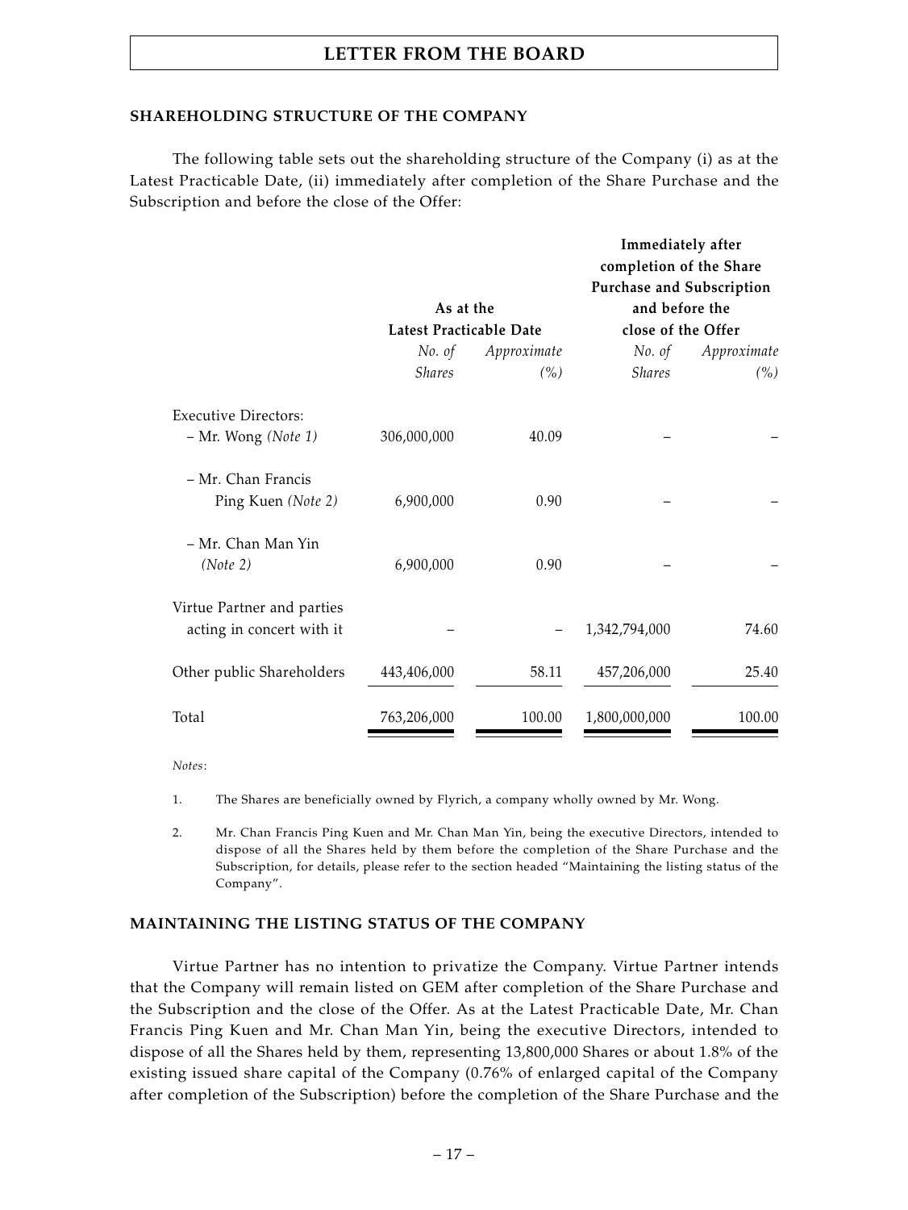## SHAREHOLDING STRUCTURE OF THE COMPANY

The following table sets out the shareholding structure of the Company (i) as at the Latest Practicable Date, (ii) immediately after completion of the Share Purchase and the Subscription and before the close of the Offer:

| | As at the Latest Practicable Date | | Immediately after completion of the Share Purchase and Subscription and before the close of the Offer | |
|---|---|---|---|---|
| | *No. of Shares* | *Approximate (%)* | *No. of Shares* | *Approximate (%)* |
| Executive Directors: | | | | |
| – Mr. Wong *(Note 1)* | 306,000,000 | 40.09 | – | – |
| – Mr. Chan Francis Ping Kuen *(Note 2)* | 6,900,000 | 0.90 | – | – |
| – Mr. Chan Man Yin *(Note 2)* | 6,900,000 | 0.90 | – | – |
| Virtue Partner and parties acting in concert with it | – | – | 1,342,794,000 | 74.60 |
| Other public Shareholders | 443,406,000 | 58.11 | 457,206,000 | 25.40 |
| Total | 763,206,000 | 100.00 | 1,800,000,000 | 100.00 |

*Notes:*

1. The Shares are beneficially owned by Flyrich, a company wholly owned by Mr. Wong.

2. Mr. Chan Francis Ping Kuen and Mr. Chan Man Yin, being the executive Directors, intended to dispose of all the Shares held by them before the completion of the Share Purchase and the Subscription, for details, please refer to the section headed "Maintaining the listing status of the Company".

## MAINTAINING THE LISTING STATUS OF THE COMPANY

Virtue Partner has no intention to privatize the Company. Virtue Partner intends that the Company will remain listed on GEM after completion of the Share Purchase and the Subscription and the close of the Offer. As at the Latest Practicable Date, Mr. Chan Francis Ping Kuen and Mr. Chan Man Yin, being the executive Directors, intended to dispose of all the Shares held by them, representing 13,800,000 Shares or about 1.8% of the existing issued share capital of the Company (0.76% of enlarged capital of the Company after completion of the Subscription) before the completion of the Share Purchase and the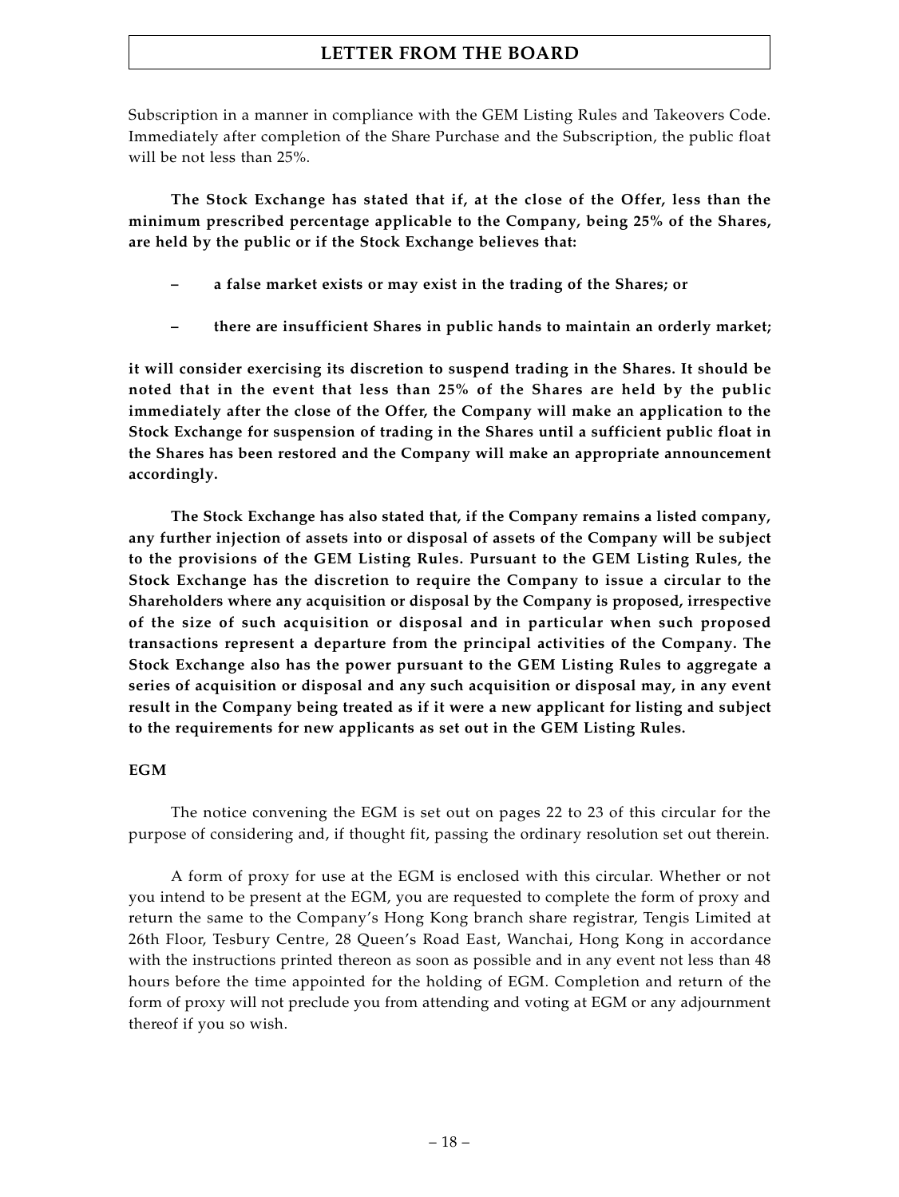Subscription in a manner in compliance with the GEM Listing Rules and Takeovers Code. Immediately after completion of the Share Purchase and the Subscription, the public float will be not less than 25%.

**The Stock Exchange has stated that if, at the close of the Offer, less than the minimum prescribed percentage applicable to the Company, being 25% of the Shares, are held by the public or if the Stock Exchange believes that:**

- **a false market exists or may exist in the trading of the Shares; or**
- **there are insufficient Shares in public hands to maintain an orderly market;**

**it will consider exercising its discretion to suspend trading in the Shares. It should be noted that in the event that less than 25% of the Shares are held by the public immediately after the close of the Offer, the Company will make an application to the Stock Exchange for suspension of trading in the Shares until a sufficient public float in the Shares has been restored and the Company will make an appropriate announcement accordingly.**

**The Stock Exchange has also stated that, if the Company remains a listed company, any further injection of assets into or disposal of assets of the Company will be subject to the provisions of the GEM Listing Rules. Pursuant to the GEM Listing Rules, the Stock Exchange has the discretion to require the Company to issue a circular to the Shareholders where any acquisition or disposal by the Company is proposed, irrespective of the size of such acquisition or disposal and in particular when such proposed transactions represent a departure from the principal activities of the Company. The Stock Exchange also has the power pursuant to the GEM Listing Rules to aggregate a series of acquisition or disposal and any such acquisition or disposal may, in any event result in the Company being treated as if it were a new applicant for listing and subject to the requirements for new applicants as set out in the GEM Listing Rules.**

**EGM**

The notice convening the EGM is set out on pages 22 to 23 of this circular for the purpose of considering and, if thought fit, passing the ordinary resolution set out therein.

A form of proxy for use at the EGM is enclosed with this circular. Whether or not you intend to be present at the EGM, you are requested to complete the form of proxy and return the same to the Company's Hong Kong branch share registrar, Tengis Limited at 26th Floor, Tesbury Centre, 28 Queen's Road East, Wanchai, Hong Kong in accordance with the instructions printed thereon as soon as possible and in any event not less than 48 hours before the time appointed for the holding of EGM. Completion and return of the form of proxy will not preclude you from attending and voting at EGM or any adjournment thereof if you so wish.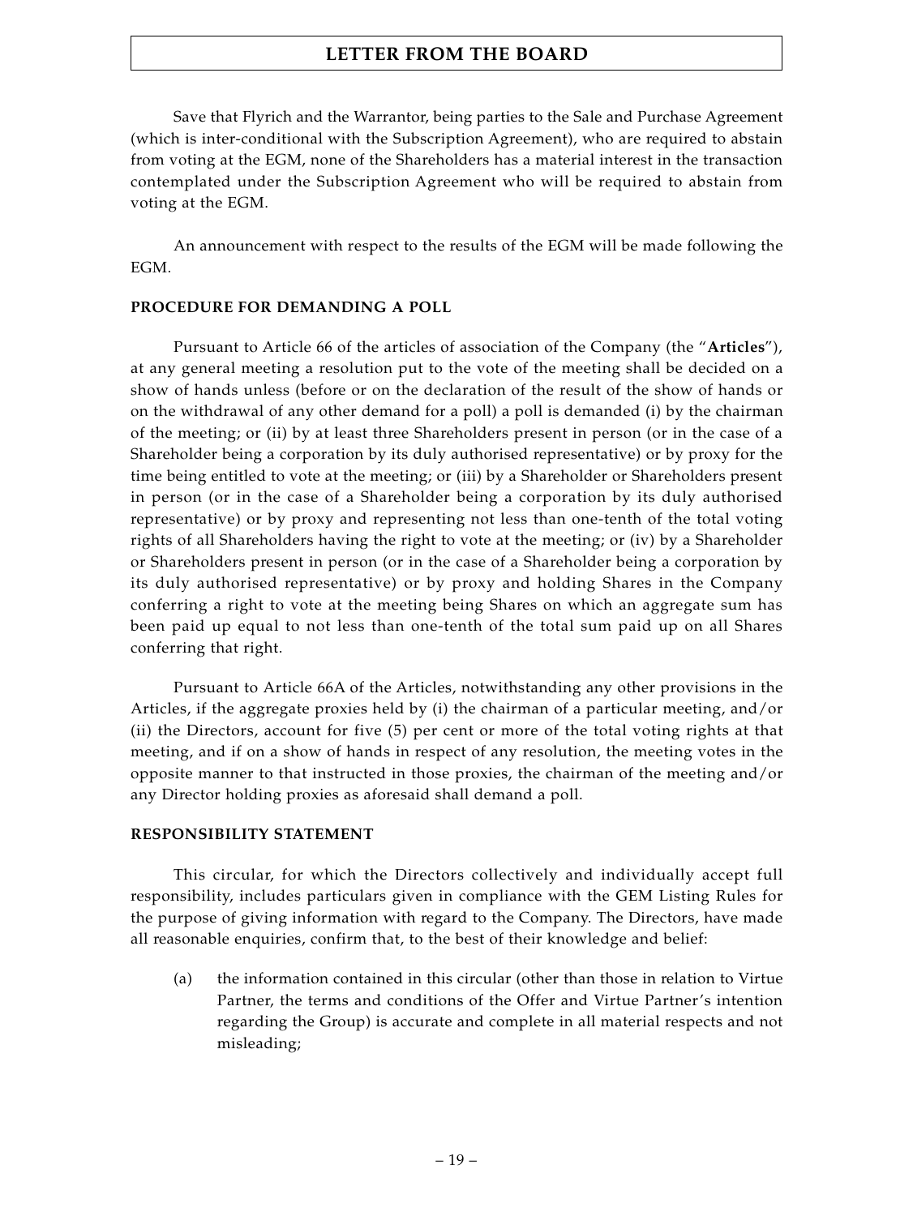Save that Flyrich and the Warrantor, being parties to the Sale and Purchase Agreement (which is inter-conditional with the Subscription Agreement), who are required to abstain from voting at the EGM, none of the Shareholders has a material interest in the transaction contemplated under the Subscription Agreement who will be required to abstain from voting at the EGM.

An announcement with respect to the results of the EGM will be made following the EGM.

**PROCEDURE FOR DEMANDING A POLL**

Pursuant to Article 66 of the articles of association of the Company (the "**Articles**"), at any general meeting a resolution put to the vote of the meeting shall be decided on a show of hands unless (before or on the declaration of the result of the show of hands or on the withdrawal of any other demand for a poll) a poll is demanded (i) by the chairman of the meeting; or (ii) by at least three Shareholders present in person (or in the case of a Shareholder being a corporation by its duly authorised representative) or by proxy for the time being entitled to vote at the meeting; or (iii) by a Shareholder or Shareholders present in person (or in the case of a Shareholder being a corporation by its duly authorised representative) or by proxy and representing not less than one-tenth of the total voting rights of all Shareholders having the right to vote at the meeting; or (iv) by a Shareholder or Shareholders present in person (or in the case of a Shareholder being a corporation by its duly authorised representative) or by proxy and holding Shares in the Company conferring a right to vote at the meeting being Shares on which an aggregate sum has been paid up equal to not less than one-tenth of the total sum paid up on all Shares conferring that right.

Pursuant to Article 66A of the Articles, notwithstanding any other provisions in the Articles, if the aggregate proxies held by (i) the chairman of a particular meeting, and/or (ii) the Directors, account for five (5) per cent or more of the total voting rights at that meeting, and if on a show of hands in respect of any resolution, the meeting votes in the opposite manner to that instructed in those proxies, the chairman of the meeting and/or any Director holding proxies as aforesaid shall demand a poll.

**RESPONSIBILITY STATEMENT**

This circular, for which the Directors collectively and individually accept full responsibility, includes particulars given in compliance with the GEM Listing Rules for the purpose of giving information with regard to the Company. The Directors, have made all reasonable enquiries, confirm that, to the best of their knowledge and belief:

(a) the information contained in this circular (other than those in relation to Virtue Partner, the terms and conditions of the Offer and Virtue Partner's intention regarding the Group) is accurate and complete in all material respects and not misleading;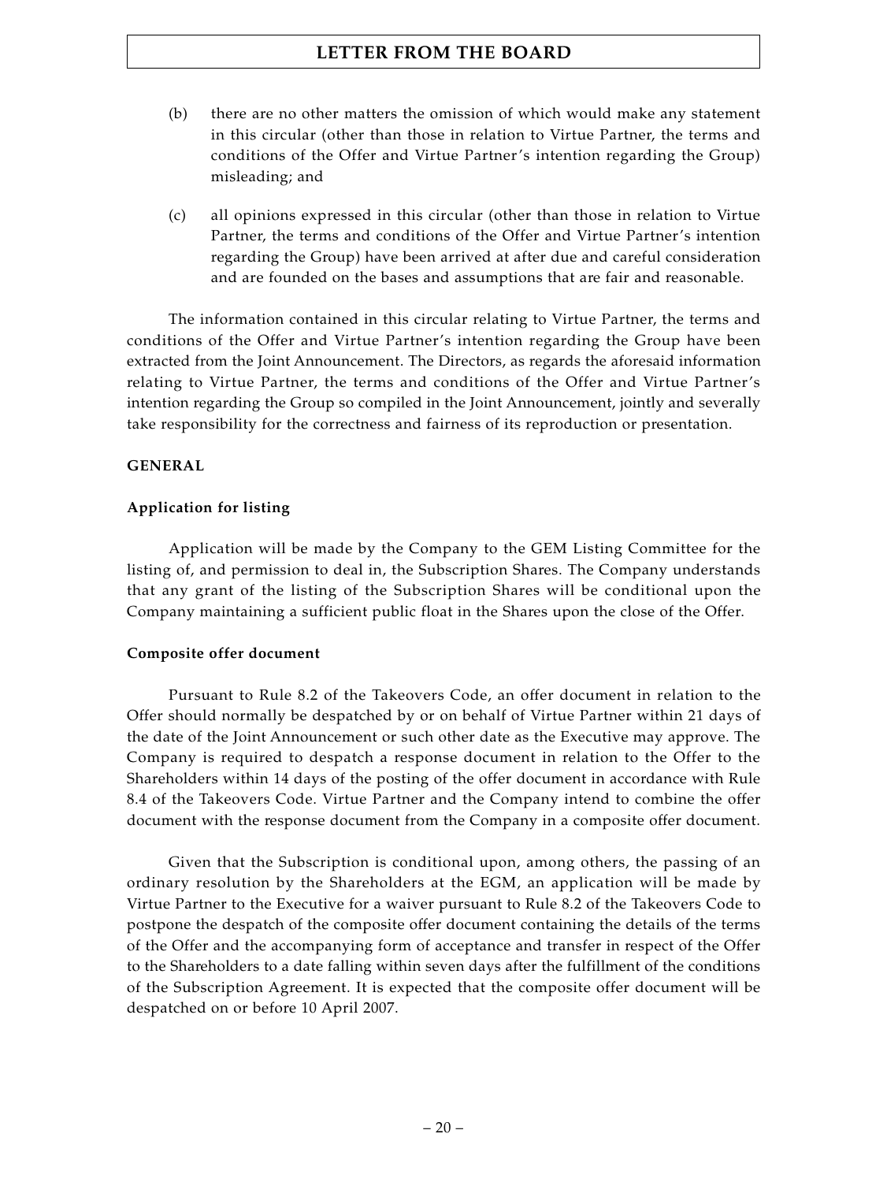(b) there are no other matters the omission of which would make any statement in this circular (other than those in relation to Virtue Partner, the terms and conditions of the Offer and Virtue Partner's intention regarding the Group) misleading; and

(c) all opinions expressed in this circular (other than those in relation to Virtue Partner, the terms and conditions of the Offer and Virtue Partner's intention regarding the Group) have been arrived at after due and careful consideration and are founded on the bases and assumptions that are fair and reasonable.

The information contained in this circular relating to Virtue Partner, the terms and conditions of the Offer and Virtue Partner's intention regarding the Group have been extracted from the Joint Announcement. The Directors, as regards the aforesaid information relating to Virtue Partner, the terms and conditions of the Offer and Virtue Partner's intention regarding the Group so compiled in the Joint Announcement, jointly and severally take responsibility for the correctness and fairness of its reproduction or presentation.

## GENERAL

### Application for listing

Application will be made by the Company to the GEM Listing Committee for the listing of, and permission to deal in, the Subscription Shares. The Company understands that any grant of the listing of the Subscription Shares will be conditional upon the Company maintaining a sufficient public float in the Shares upon the close of the Offer.

### Composite offer document

Pursuant to Rule 8.2 of the Takeovers Code, an offer document in relation to the Offer should normally be despatched by or on behalf of Virtue Partner within 21 days of the date of the Joint Announcement or such other date as the Executive may approve. The Company is required to despatch a response document in relation to the Offer to the Shareholders within 14 days of the posting of the offer document in accordance with Rule 8.4 of the Takeovers Code. Virtue Partner and the Company intend to combine the offer document with the response document from the Company in a composite offer document.

Given that the Subscription is conditional upon, among others, the passing of an ordinary resolution by the Shareholders at the EGM, an application will be made by Virtue Partner to the Executive for a waiver pursuant to Rule 8.2 of the Takeovers Code to postpone the despatch of the composite offer document containing the details of the terms of the Offer and the accompanying form of acceptance and transfer in respect of the Offer to the Shareholders to a date falling within seven days after the fulfillment of the conditions of the Subscription Agreement. It is expected that the composite offer document will be despatched on or before 10 April 2007.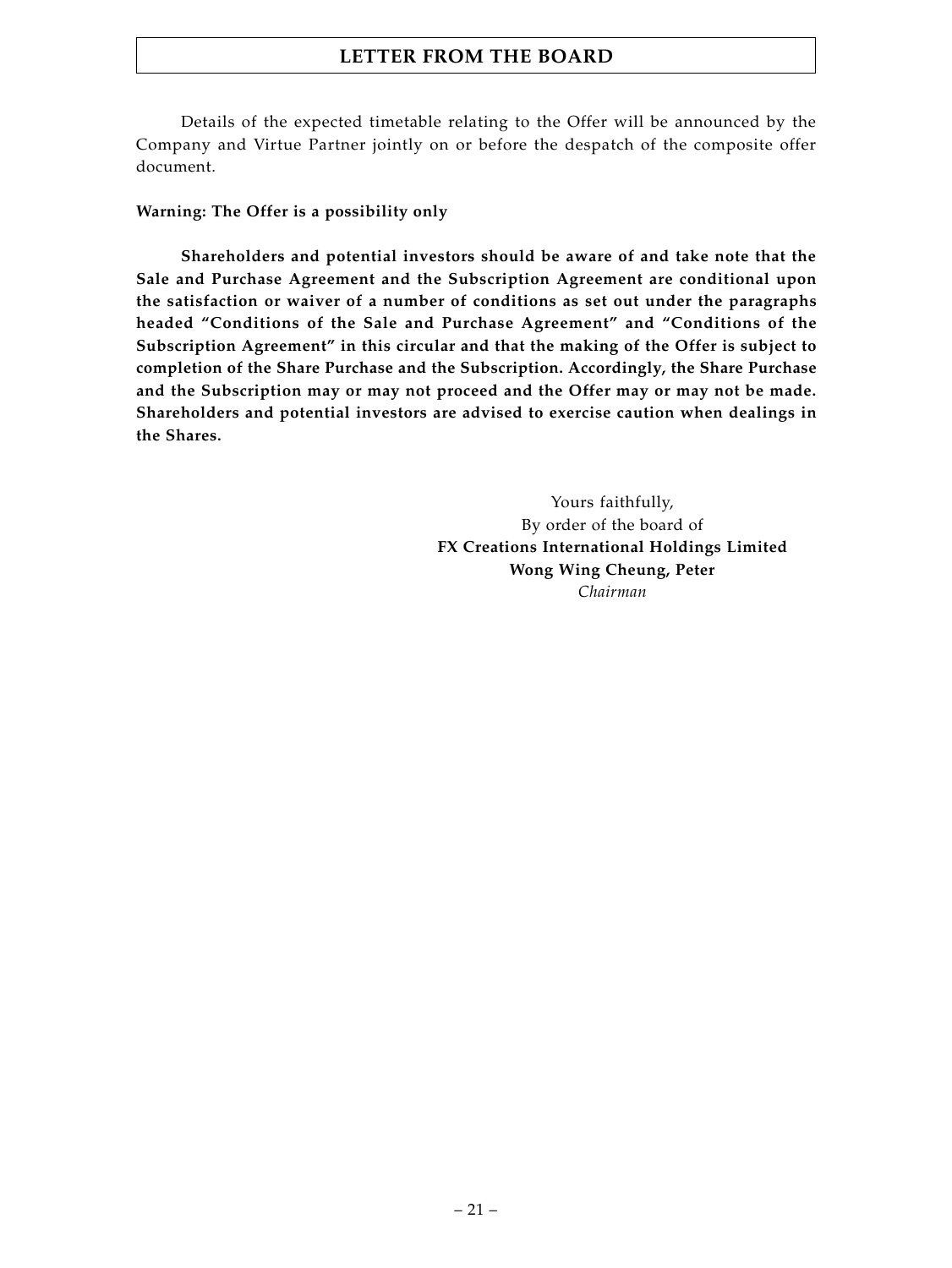Details of the expected timetable relating to the Offer will be announced by the Company and Virtue Partner jointly on or before the despatch of the composite offer document.

**Warning: The Offer is a possibility only**

**Shareholders and potential investors should be aware of and take note that the Sale and Purchase Agreement and the Subscription Agreement are conditional upon the satisfaction or waiver of a number of conditions as set out under the paragraphs headed "Conditions of the Sale and Purchase Agreement" and "Conditions of the Subscription Agreement" in this circular and that the making of the Offer is subject to completion of the Share Purchase and the Subscription. Accordingly, the Share Purchase and the Subscription may or may not proceed and the Offer may or may not be made. Shareholders and potential investors are advised to exercise caution when dealings in the Shares.**

Yours faithfully,
By order of the board of
**FX Creations International Holdings Limited**
**Wong Wing Cheung, Peter**
*Chairman*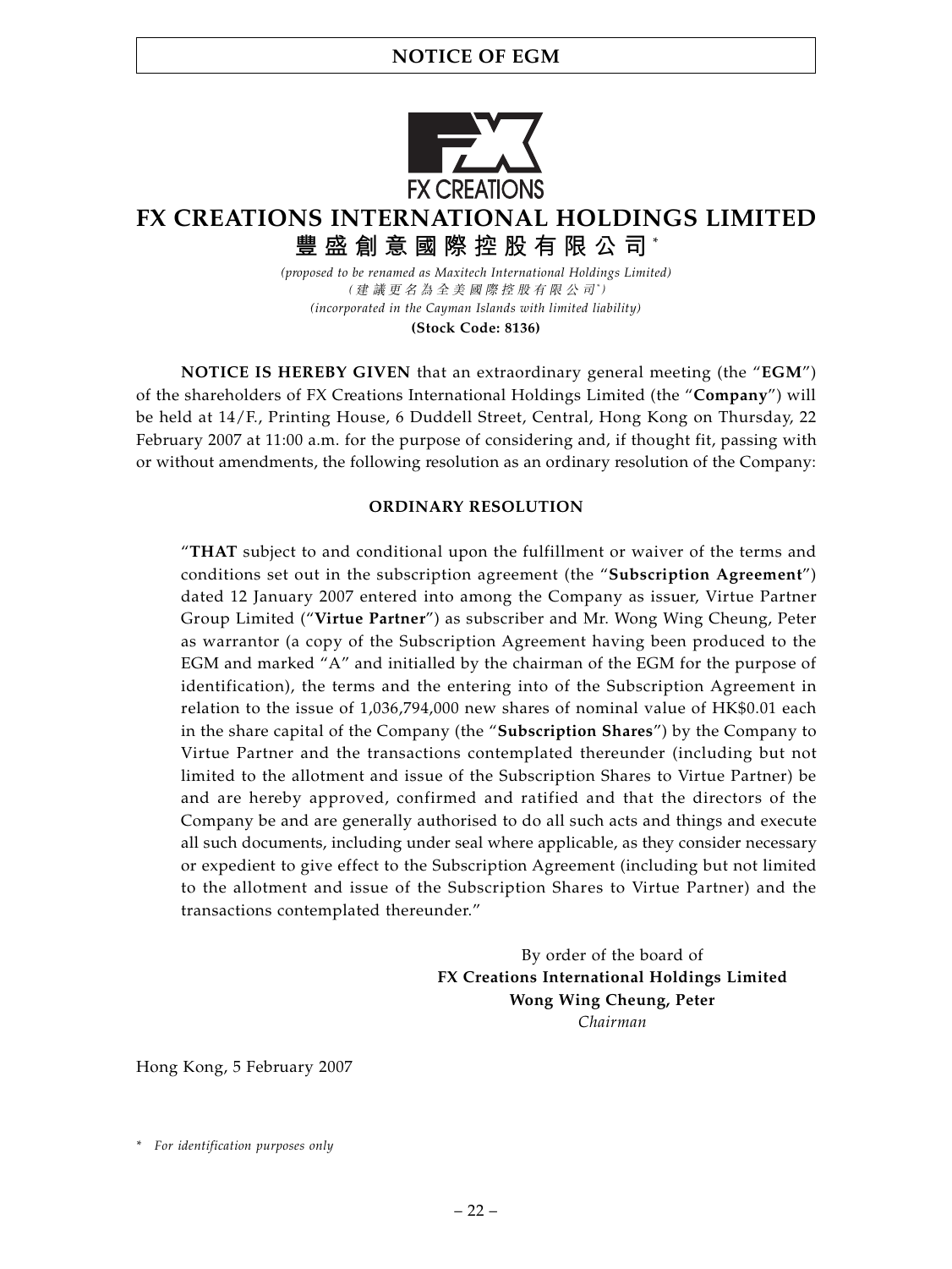# NOTICE OF EGM

# FX CREATIONS INTERNATIONAL HOLDINGS LIMITED

## 豐盛創意國際控股有限公司*

*(proposed to be renamed as Maxitech International Holdings Limited)*
*（建議更名為全美國際控股有限公司*）*
*(incorporated in the Cayman Islands with limited liability)*
**(Stock Code: 8136)**

**NOTICE IS HEREBY GIVEN** that an extraordinary general meeting (the "**EGM**") of the shareholders of FX Creations International Holdings Limited (the "**Company**") will be held at 14/F., Printing House, 6 Duddell Street, Central, Hong Kong on Thursday, 22 February 2007 at 11:00 a.m. for the purpose of considering and, if thought fit, passing with or without amendments, the following resolution as an ordinary resolution of the Company:

**ORDINARY RESOLUTION**

"**THAT** subject to and conditional upon the fulfillment or waiver of the terms and conditions set out in the subscription agreement (the "**Subscription Agreement**") dated 12 January 2007 entered into among the Company as issuer, Virtue Partner Group Limited ("**Virtue Partner**") as subscriber and Mr. Wong Wing Cheung, Peter as warrantor (a copy of the Subscription Agreement having been produced to the EGM and marked "A" and initialled by the chairman of the EGM for the purpose of identification), the terms and the entering into of the Subscription Agreement in relation to the issue of 1,036,794,000 new shares of nominal value of HK$0.01 each in the share capital of the Company (the "**Subscription Shares**") by the Company to Virtue Partner and the transactions contemplated thereunder (including but not limited to the allotment and issue of the Subscription Shares to Virtue Partner) be and are hereby approved, confirmed and ratified and that the directors of the Company be and are generally authorised to do all such acts and things and execute all such documents, including under seal where applicable, as they consider necessary or expedient to give effect to the Subscription Agreement (including but not limited to the allotment and issue of the Subscription Shares to Virtue Partner) and the transactions contemplated thereunder."

By order of the board of
**FX Creations International Holdings Limited**
**Wong Wing Cheung, Peter**
*Chairman*

Hong Kong, 5 February 2007

\* *For identification purposes only*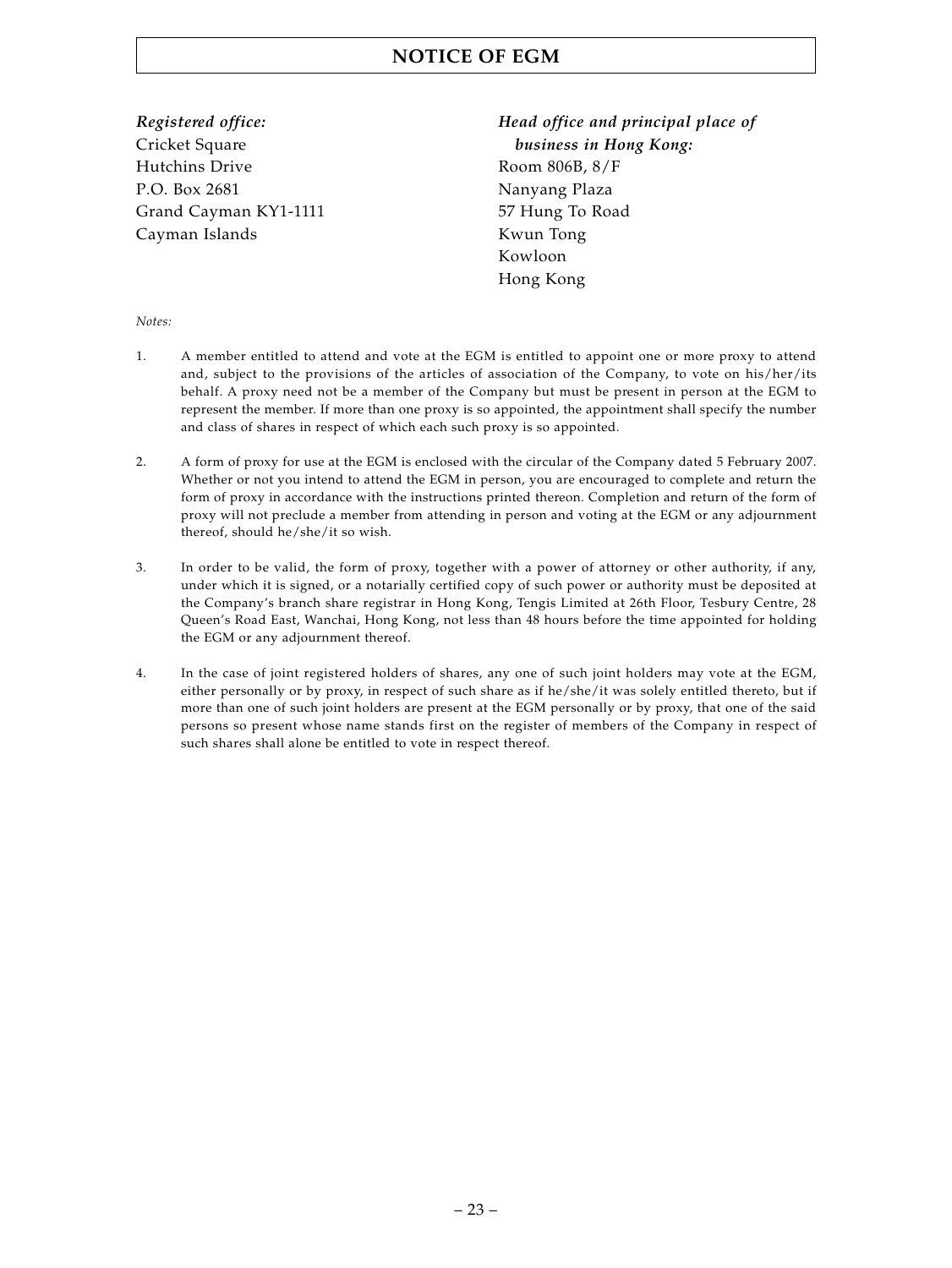# NOTICE OF EGM

*Registered office:*
Cricket Square
Hutchins Drive
P.O. Box 2681
Grand Cayman KY1-1111
Cayman Islands

*Head office and principal place of business in Hong Kong:*
Room 806B, 8/F
Nanyang Plaza
57 Hung To Road
Kwun Tong
Kowloon
Hong Kong

*Notes:*

1. A member entitled to attend and vote at the EGM is entitled to appoint one or more proxy to attend and, subject to the provisions of the articles of association of the Company, to vote on his/her/its behalf. A proxy need not be a member of the Company but must be present in person at the EGM to represent the member. If more than one proxy is so appointed, the appointment shall specify the number and class of shares in respect of which each such proxy is so appointed.

2. A form of proxy for use at the EGM is enclosed with the circular of the Company dated 5 February 2007. Whether or not you intend to attend the EGM in person, you are encouraged to complete and return the form of proxy in accordance with the instructions printed thereon. Completion and return of the form of proxy will not preclude a member from attending in person and voting at the EGM or any adjournment thereof, should he/she/it so wish.

3. In order to be valid, the form of proxy, together with a power of attorney or other authority, if any, under which it is signed, or a notarially certified copy of such power or authority must be deposited at the Company's branch share registrar in Hong Kong, Tengis Limited at 26th Floor, Tesbury Centre, 28 Queen's Road East, Wanchai, Hong Kong, not less than 48 hours before the time appointed for holding the EGM or any adjournment thereof.

4. In the case of joint registered holders of shares, any one of such joint holders may vote at the EGM, either personally or by proxy, in respect of such share as if he/she/it was solely entitled thereto, but if more than one of such joint holders are present at the EGM personally or by proxy, that one of the said persons so present whose name stands first on the register of members of the Company in respect of such shares shall alone be entitled to vote in respect thereof.